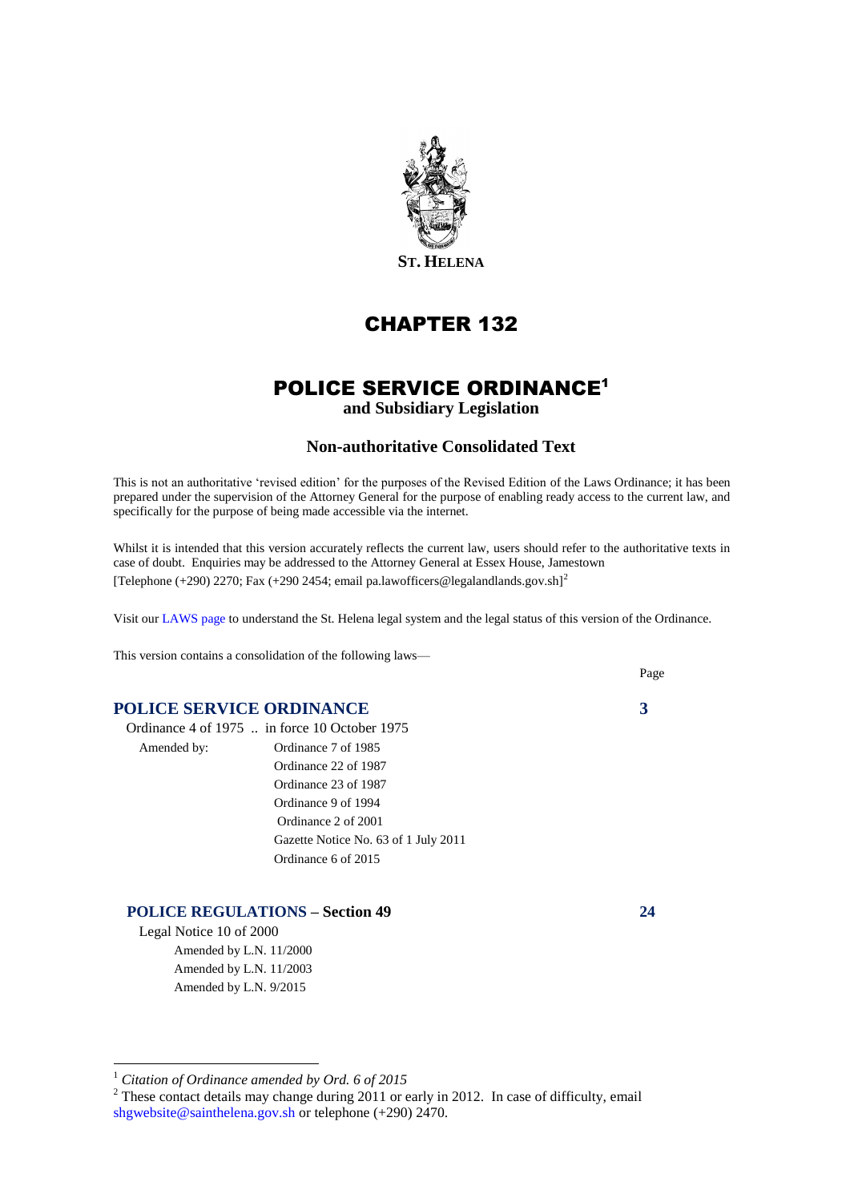**ST. HELENA**

# CHAPTER 132

# POLICE SERVICE ORDINANCE[1]

**and Subsidiary Legislation**

### Non-authoritative Consolidated Text

This is not an authoritative 'revised edition' for the purposes of the Revised Edition of the Laws Ordinance; it has been prepared under the supervision of the Attorney General for the purpose of enabling ready access to the current law, and specifically for the purpose of being made accessible via the internet.

Whilst it is intended that this version accurately reflects the current law, users should refer to the authoritative texts in case of doubt. Enquiries may be addressed to the Attorney General at Essex House, Jamestown [Telephone (+290) 2270; Fax (+290 2454; email pa.lawofficers@legalandlands.gov.sh][2]

Visit our LAWS page to understand the St. Helena legal system and the legal status of this version of the Ordinance.

This version contains a consolidation of the following laws—

| | Page |
|---|---|
| **POLICE SERVICE ORDINANCE** | **3** |
| Ordinance 4 of 1975 .. in force 10 October 1975 | |
| Amended by: Ordinance 7 of 1985 | |
| Ordinance 22 of 1987 | |
| Ordinance 23 of 1987 | |
| Ordinance 9 of 1994 | |
| Ordinance 2 of 2001 | |
| Gazette Notice No. 63 of 1 July 2011 | |
| Ordinance 6 of 2015 | |
| **POLICE REGULATIONS – Section 49** | **24** |
| Legal Notice 10 of 2000 | |
| Amended by L.N. 11/2000 | |
| Amended by L.N. 11/2003 | |
| Amended by L.N. 9/2015 | |

---

[1] *Citation of Ordinance amended by Ord. 6 of 2015*

[2] These contact details may change during 2011 or early in 2012. In case of difficulty, email shgwebsite@sainthelena.gov.sh or telephone (+290) 2470.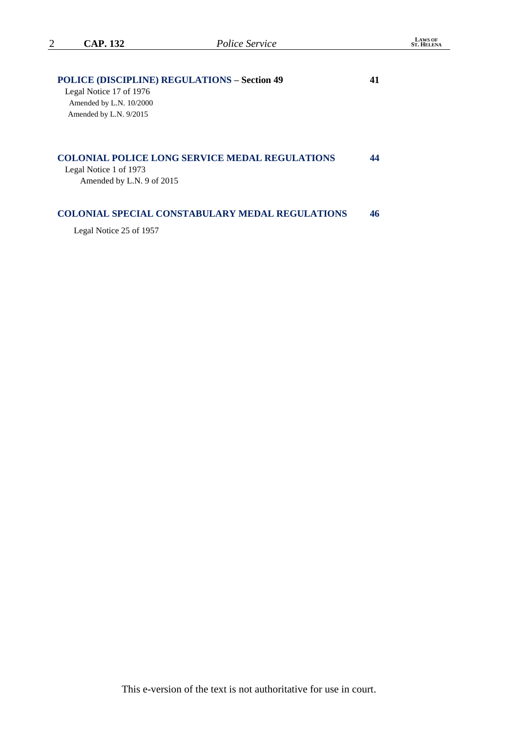**POLICE (DISCIPLINE) REGULATIONS – Section 49** **41**

Legal Notice 17 of 1976
Amended by L.N. 10/2000
Amended by L.N. 9/2015

**COLONIAL POLICE LONG SERVICE MEDAL REGULATIONS** **44**

Legal Notice 1 of 1973
Amended by L.N. 9 of 2015

**COLONIAL SPECIAL CONSTABULARY MEDAL REGULATIONS** **46**

Legal Notice 25 of 1957

This e-version of the text is not authoritative for use in court.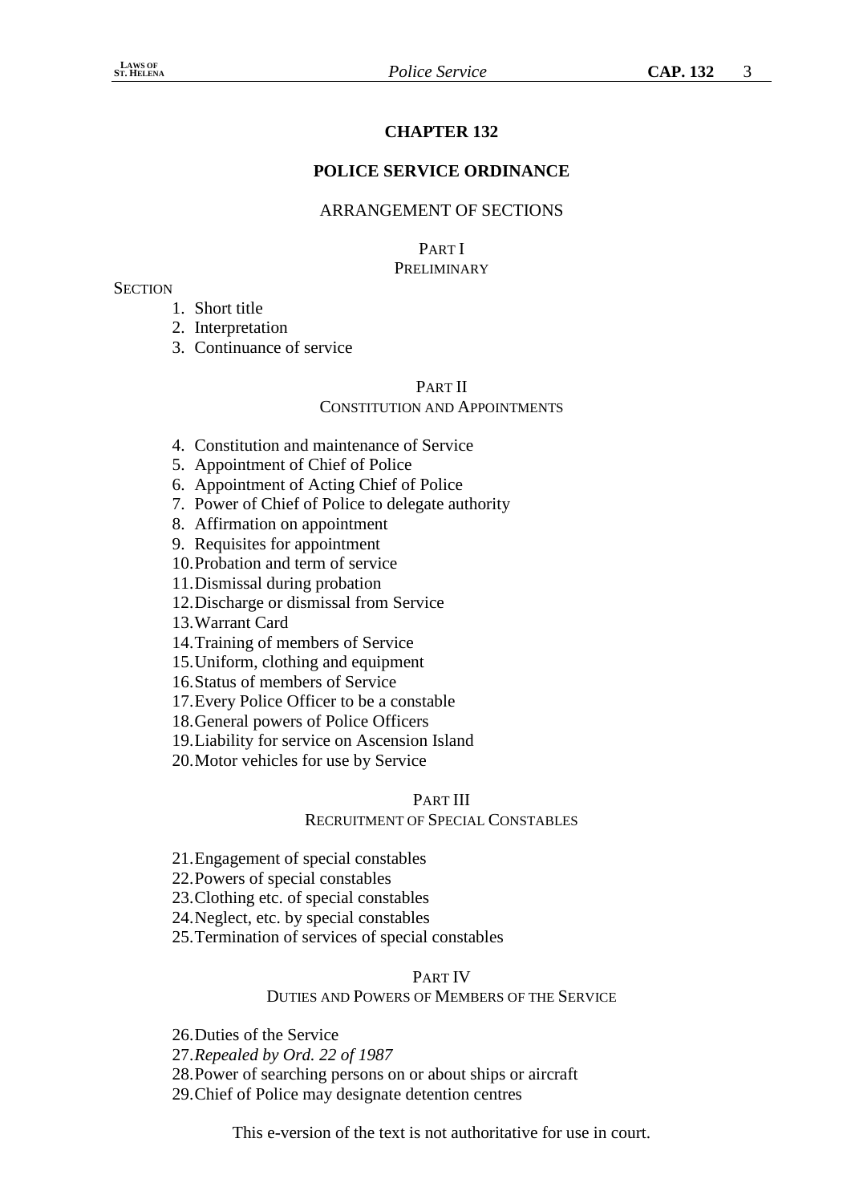# CHAPTER 132

## POLICE SERVICE ORDINANCE

ARRANGEMENT OF SECTIONS

PART I
PRELIMINARY

SECTION

1. Short title
2. Interpretation
3. Continuance of service

PART II
CONSTITUTION AND APPOINTMENTS

4. Constitution and maintenance of Service
5. Appointment of Chief of Police
6. Appointment of Acting Chief of Police
7. Power of Chief of Police to delegate authority
8. Affirmation on appointment
9. Requisites for appointment
10. Probation and term of service
11. Dismissal during probation
12. Discharge or dismissal from Service
13. Warrant Card
14. Training of members of Service
15. Uniform, clothing and equipment
16. Status of members of Service
17. Every Police Officer to be a constable
18. General powers of Police Officers
19. Liability for service on Ascension Island
20. Motor vehicles for use by Service

PART III
RECRUITMENT OF SPECIAL CONSTABLES

21. Engagement of special constables
22. Powers of special constables
23. Clothing etc. of special constables
24. Neglect, etc. by special constables
25. Termination of services of special constables

PART IV
DUTIES AND POWERS OF MEMBERS OF THE SERVICE

26. Duties of the Service
27. *Repealed by Ord. 22 of 1987*
28. Power of searching persons on or about ships or aircraft
29. Chief of Police may designate detention centres

This e-version of the text is not authoritative for use in court.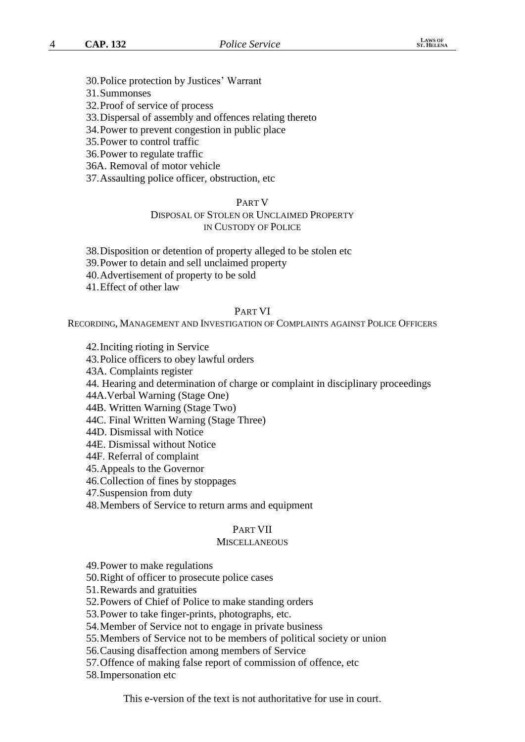30. Police protection by Justices' Warrant
31. Summonses
32. Proof of service of process
33. Dispersal of assembly and offences relating thereto
34. Power to prevent congestion in public place
35. Power to control traffic
36. Power to regulate traffic
36A. Removal of motor vehicle
37. Assaulting police officer, obstruction, etc

## PART V
### DISPOSAL OF STOLEN OR UNCLAIMED PROPERTY IN CUSTODY OF POLICE

38. Disposition or detention of property alleged to be stolen etc
39. Power to detain and sell unclaimed property
40. Advertisement of property to be sold
41. Effect of other law

## PART VI
### RECORDING, MANAGEMENT AND INVESTIGATION OF COMPLAINTS AGAINST POLICE OFFICERS

42. Inciting rioting in Service
43. Police officers to obey lawful orders
43A. Complaints register
44. Hearing and determination of charge or complaint in disciplinary proceedings
44A. Verbal Warning (Stage One)
44B. Written Warning (Stage Two)
44C. Final Written Warning (Stage Three)
44D. Dismissal with Notice
44E. Dismissal without Notice
44F. Referral of complaint
45. Appeals to the Governor
46. Collection of fines by stoppages
47. Suspension from duty
48. Members of Service to return arms and equipment

## PART VII
### MISCELLANEOUS

49. Power to make regulations
50. Right of officer to prosecute police cases
51. Rewards and gratuities
52. Powers of Chief of Police to make standing orders
53. Power to take finger-prints, photographs, etc.
54. Member of Service not to engage in private business
55. Members of Service not to be members of political society or union
56. Causing disaffection among members of Service
57. Offence of making false report of commission of offence, etc
58. Impersonation etc

This e-version of the text is not authoritative for use in court.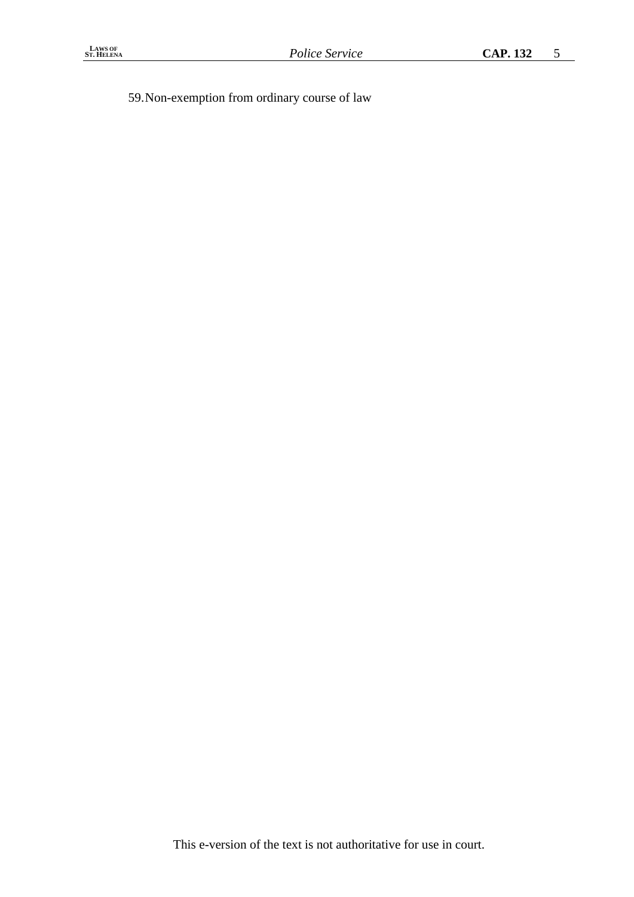59. Non-exemption from ordinary course of law

This e-version of the text is not authoritative for use in court.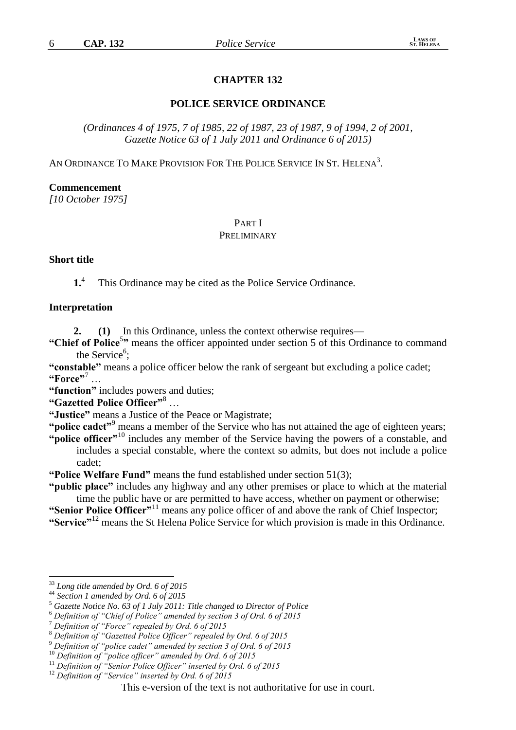# CHAPTER 132

## POLICE SERVICE ORDINANCE

*(Ordinances 4 of 1975, 7 of 1985, 22 of 1987, 23 of 1987, 9 of 1994, 2 of 2001, Gazette Notice 63 of 1 July 2011 and Ordinance 6 of 2015)*

AN ORDINANCE TO MAKE PROVISION FOR THE POLICE SERVICE IN ST. HELENA[3].

**Commencement**
*[10 October 1975]*

### PART I
### PRELIMINARY

**Short title**

**1.**[4] This Ordinance may be cited as the Police Service Ordinance.

**Interpretation**

**2.** **(1)** In this Ordinance, unless the context otherwise requires—

**"Chief of Police**[5]**"** means the officer appointed under section 5 of this Ordinance to command the Service[6];

**"constable"** means a police officer below the rank of sergeant but excluding a police cadet;

**"Force"**[7] …

**"function"** includes powers and duties;

**"Gazetted Police Officer"**[8] …

**"Justice"** means a Justice of the Peace or Magistrate;

**"police cadet"**[9] means a member of the Service who has not attained the age of eighteen years;

**"police officer"**[10] includes any member of the Service having the powers of a constable, and includes a special constable, where the context so admits, but does not include a police cadet;

**"Police Welfare Fund"** means the fund established under section 51(3);

**"public place"** includes any highway and any other premises or place to which at the material time the public have or are permitted to have access, whether on payment or otherwise;

**"Senior Police Officer"**[11] means any police officer of and above the rank of Chief Inspector;

**"Service"**[12] means the St Helena Police Service for which provision is made in this Ordinance.

---

[3] *Long title amended by Ord. 6 of 2015*

[4] *Section 1 amended by Ord. 6 of 2015*

[5] *Gazette Notice No. 63 of 1 July 2011: Title changed to Director of Police*

[6] *Definition of "Chief of Police" amended by section 3 of Ord. 6 of 2015*

[7] *Definition of "Force" repealed by Ord. 6 of 2015*

[8] *Definition of "Gazetted Police Officer" repealed by Ord. 6 of 2015*

[9] *Definition of "police cadet" amended by section 3 of Ord. 6 of 2015*

[10] *Definition of "police officer" amended by Ord. 6 of 2015*

[11] *Definition of "Senior Police Officer" inserted by Ord. 6 of 2015*

[12] *Definition of "Service" inserted by Ord. 6 of 2015*

This e-version of the text is not authoritative for use in court.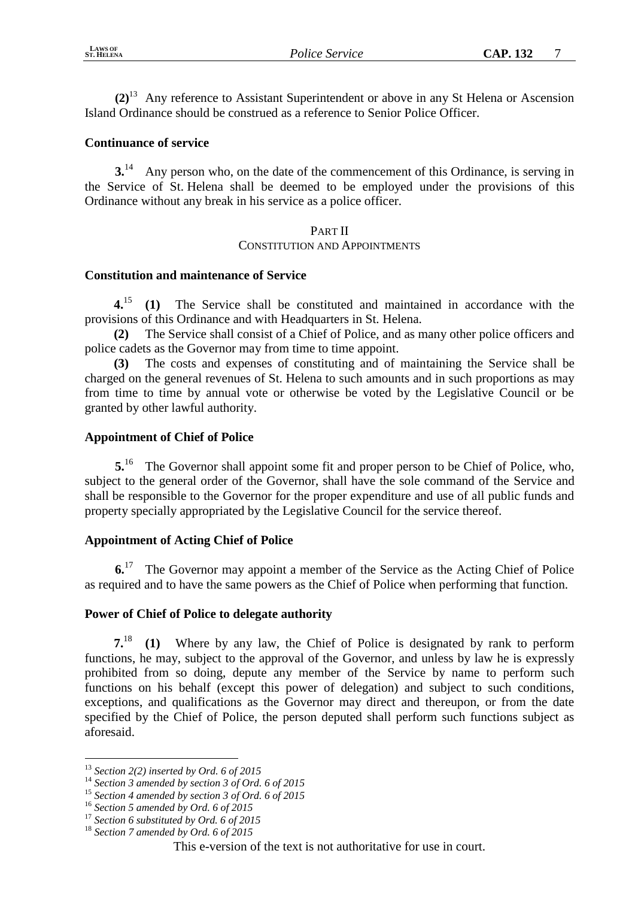**(2)**[13] Any reference to Assistant Superintendent or above in any St Helena or Ascension Island Ordinance should be construed as a reference to Senior Police Officer.

**Continuance of service**

**3.**[14] Any person who, on the date of the commencement of this Ordinance, is serving in the Service of St. Helena shall be deemed to be employed under the provisions of this Ordinance without any break in his service as a police officer.

## PART II
## CONSTITUTION AND APPOINTMENTS

**Constitution and maintenance of Service**

**4.**[15] **(1)** The Service shall be constituted and maintained in accordance with the provisions of this Ordinance and with Headquarters in St. Helena.

**(2)** The Service shall consist of a Chief of Police, and as many other police officers and police cadets as the Governor may from time to time appoint.

**(3)** The costs and expenses of constituting and of maintaining the Service shall be charged on the general revenues of St. Helena to such amounts and in such proportions as may from time to time by annual vote or otherwise be voted by the Legislative Council or be granted by other lawful authority.

**Appointment of Chief of Police**

**5.**[16] The Governor shall appoint some fit and proper person to be Chief of Police, who, subject to the general order of the Governor, shall have the sole command of the Service and shall be responsible to the Governor for the proper expenditure and use of all public funds and property specially appropriated by the Legislative Council for the service thereof.

**Appointment of Acting Chief of Police**

**6.**[17] The Governor may appoint a member of the Service as the Acting Chief of Police as required and to have the same powers as the Chief of Police when performing that function.

**Power of Chief of Police to delegate authority**

**7.**[18] **(1)** Where by any law, the Chief of Police is designated by rank to perform functions, he may, subject to the approval of the Governor, and unless by law he is expressly prohibited from so doing, depute any member of the Service by name to perform such functions on his behalf (except this power of delegation) and subject to such conditions, exceptions, and qualifications as the Governor may direct and thereupon, or from the date specified by the Chief of Police, the person deputed shall perform such functions subject as aforesaid.

---

[13] *Section 2(2) inserted by Ord. 6 of 2015*
[14] *Section 3 amended by section 3 of Ord. 6 of 2015*
[15] *Section 4 amended by section 3 of Ord. 6 of 2015*
[16] *Section 5 amended by Ord. 6 of 2015*
[17] *Section 6 substituted by Ord. 6 of 2015*
[18] *Section 7 amended by Ord. 6 of 2015*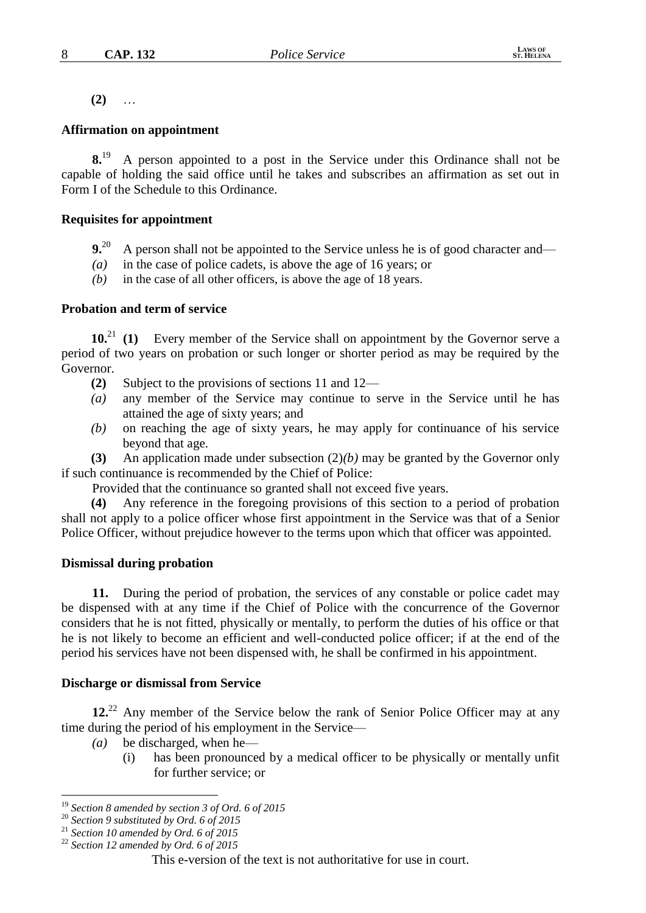**(2)** …

**Affirmation on appointment**

**8.**[19] A person appointed to a post in the Service under this Ordinance shall not be capable of holding the said office until he takes and subscribes an affirmation as set out in Form I of the Schedule to this Ordinance.

**Requisites for appointment**

**9.**[20] A person shall not be appointed to the Service unless he is of good character and—

*(a)* in the case of police cadets, is above the age of 16 years; or

*(b)* in the case of all other officers, is above the age of 18 years.

**Probation and term of service**

**10.**[21] **(1)** Every member of the Service shall on appointment by the Governor serve a period of two years on probation or such longer or shorter period as may be required by the Governor.

**(2)** Subject to the provisions of sections 11 and 12—

*(a)* any member of the Service may continue to serve in the Service until he has attained the age of sixty years; and

*(b)* on reaching the age of sixty years, he may apply for continuance of his service beyond that age.

**(3)** An application made under subsection (2)*(b)* may be granted by the Governor only if such continuance is recommended by the Chief of Police:

Provided that the continuance so granted shall not exceed five years.

**(4)** Any reference in the foregoing provisions of this section to a period of probation shall not apply to a police officer whose first appointment in the Service was that of a Senior Police Officer, without prejudice however to the terms upon which that officer was appointed.

**Dismissal during probation**

**11.** During the period of probation, the services of any constable or police cadet may be dispensed with at any time if the Chief of Police with the concurrence of the Governor considers that he is not fitted, physically or mentally, to perform the duties of his office or that he is not likely to become an efficient and well-conducted police officer; if at the end of the period his services have not been dispensed with, he shall be confirmed in his appointment.

**Discharge or dismissal from Service**

**12.**[22] Any member of the Service below the rank of Senior Police Officer may at any time during the period of his employment in the Service—

*(a)* be discharged, when he—

(i) has been pronounced by a medical officer to be physically or mentally unfit for further service; or

---

[19] *Section 8 amended by section 3 of Ord. 6 of 2015*

[20] *Section 9 substituted by Ord. 6 of 2015*

[21] *Section 10 amended by Ord. 6 of 2015*

[22] *Section 12 amended by Ord. 6 of 2015*

This e-version of the text is not authoritative for use in court.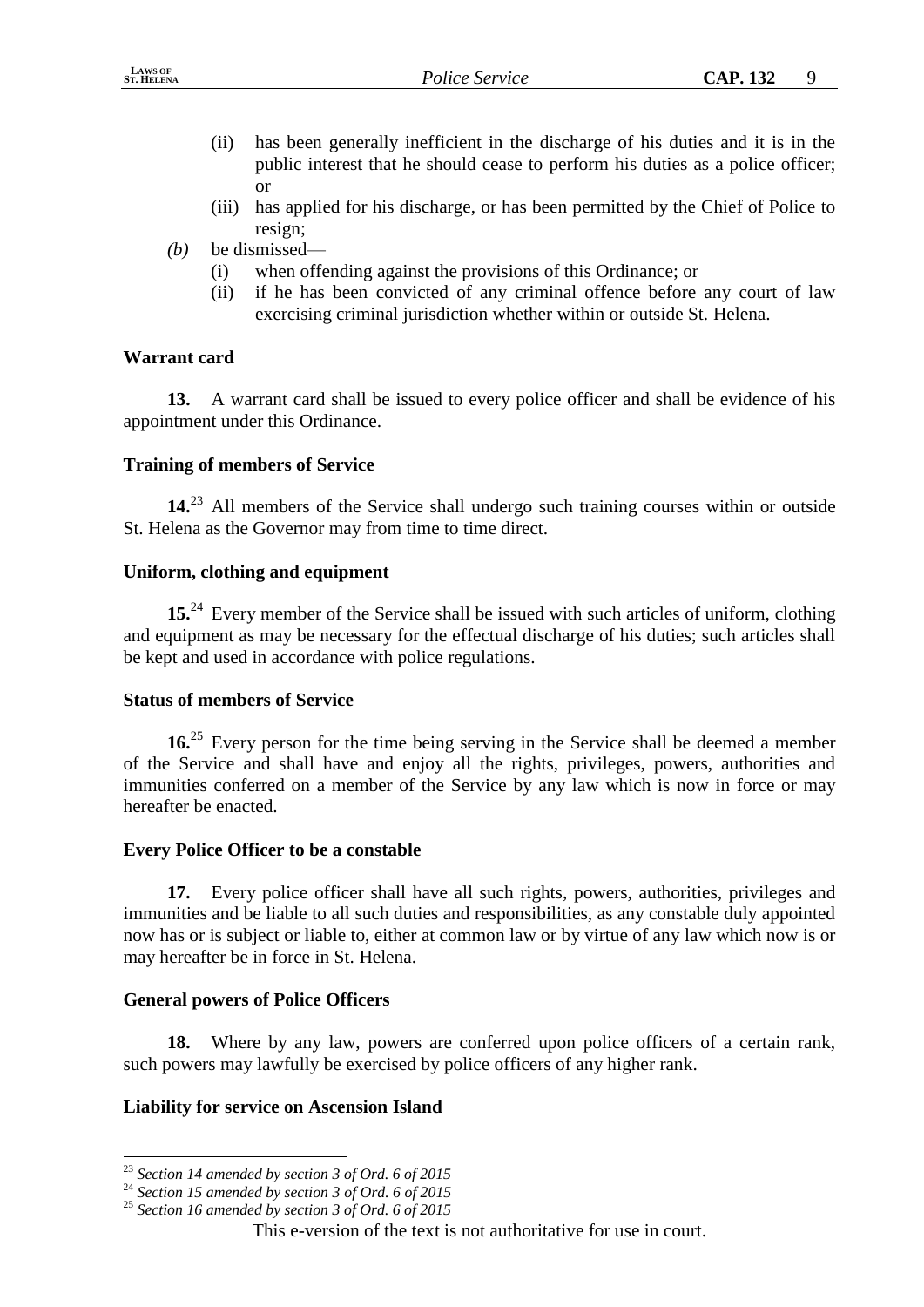(ii) has been generally inefficient in the discharge of his duties and it is in the public interest that he should cease to perform his duties as a police officer; or

(iii) has applied for his discharge, or has been permitted by the Chief of Police to resign;

*(b)* be dismissed—

(i) when offending against the provisions of this Ordinance; or

(ii) if he has been convicted of any criminal offence before any court of law exercising criminal jurisdiction whether within or outside St. Helena.

**Warrant card**

**13.** A warrant card shall be issued to every police officer and shall be evidence of his appointment under this Ordinance.

**Training of members of Service**

**14.**[23] All members of the Service shall undergo such training courses within or outside St. Helena as the Governor may from time to time direct.

**Uniform, clothing and equipment**

**15.**[24] Every member of the Service shall be issued with such articles of uniform, clothing and equipment as may be necessary for the effectual discharge of his duties; such articles shall be kept and used in accordance with police regulations.

**Status of members of Service**

**16.**[25] Every person for the time being serving in the Service shall be deemed a member of the Service and shall have and enjoy all the rights, privileges, powers, authorities and immunities conferred on a member of the Service by any law which is now in force or may hereafter be enacted.

**Every Police Officer to be a constable**

**17.** Every police officer shall have all such rights, powers, authorities, privileges and immunities and be liable to all such duties and responsibilities, as any constable duly appointed now has or is subject or liable to, either at common law or by virtue of any law which now is or may hereafter be in force in St. Helena.

**General powers of Police Officers**

**18.** Where by any law, powers are conferred upon police officers of a certain rank, such powers may lawfully be exercised by police officers of any higher rank.

**Liability for service on Ascension Island**

---

[23] *Section 14 amended by section 3 of Ord. 6 of 2015*

[24] *Section 15 amended by section 3 of Ord. 6 of 2015*

[25] *Section 16 amended by section 3 of Ord. 6 of 2015*

This e-version of the text is not authoritative for use in court.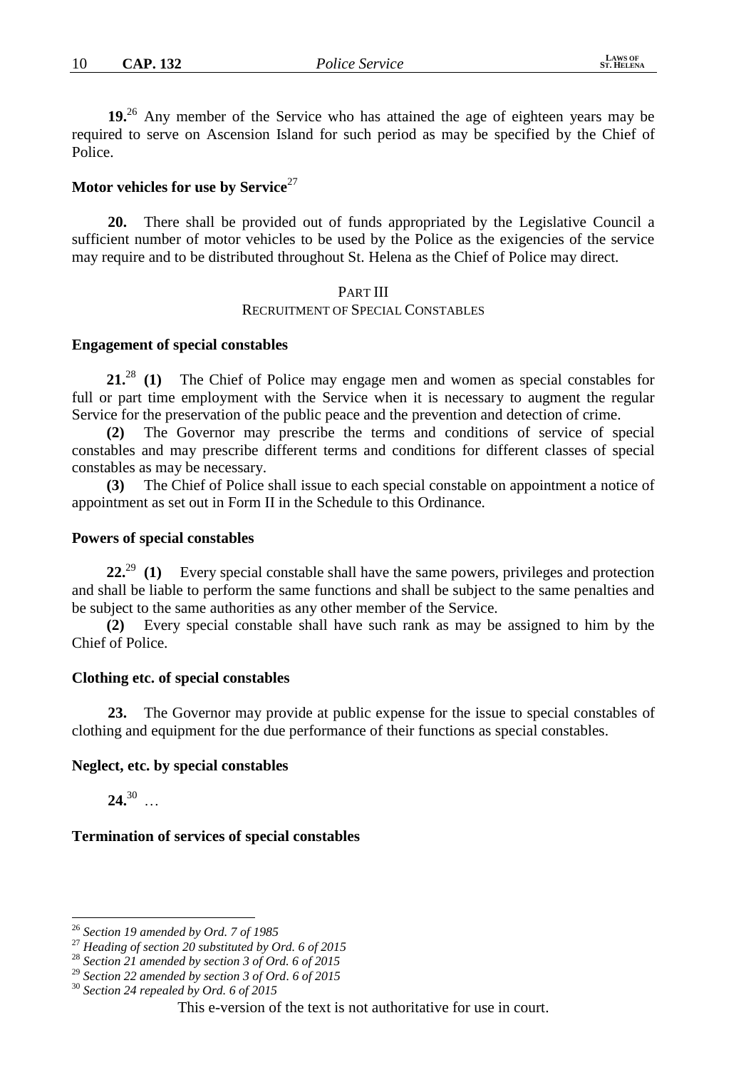**19.**[26] Any member of the Service who has attained the age of eighteen years may be required to serve on Ascension Island for such period as may be specified by the Chief of Police.

### Motor vehicles for use by Service[27]

**20.** There shall be provided out of funds appropriated by the Legislative Council a sufficient number of motor vehicles to be used by the Police as the exigencies of the service may require and to be distributed throughout St. Helena as the Chief of Police may direct.

## PART III
## RECRUITMENT OF SPECIAL CONSTABLES

### Engagement of special constables

**21.**[28] **(1)** The Chief of Police may engage men and women as special constables for full or part time employment with the Service when it is necessary to augment the regular Service for the preservation of the public peace and the prevention and detection of crime.

**(2)** The Governor may prescribe the terms and conditions of service of special constables and may prescribe different terms and conditions for different classes of special constables as may be necessary.

**(3)** The Chief of Police shall issue to each special constable on appointment a notice of appointment as set out in Form II in the Schedule to this Ordinance.

### Powers of special constables

**22.**[29] **(1)** Every special constable shall have the same powers, privileges and protection and shall be liable to perform the same functions and shall be subject to the same penalties and be subject to the same authorities as any other member of the Service.

**(2)** Every special constable shall have such rank as may be assigned to him by the Chief of Police.

### Clothing etc. of special constables

**23.** The Governor may provide at public expense for the issue to special constables of clothing and equipment for the due performance of their functions as special constables.

### Neglect, etc. by special constables

**24.**[30] …

### Termination of services of special constables

---

[26] *Section 19 amended by Ord. 7 of 1985*
[27] *Heading of section 20 substituted by Ord. 6 of 2015*
[28] *Section 21 amended by section 3 of Ord. 6 of 2015*
[29] *Section 22 amended by section 3 of Ord. 6 of 2015*
[30] *Section 24 repealed by Ord. 6 of 2015*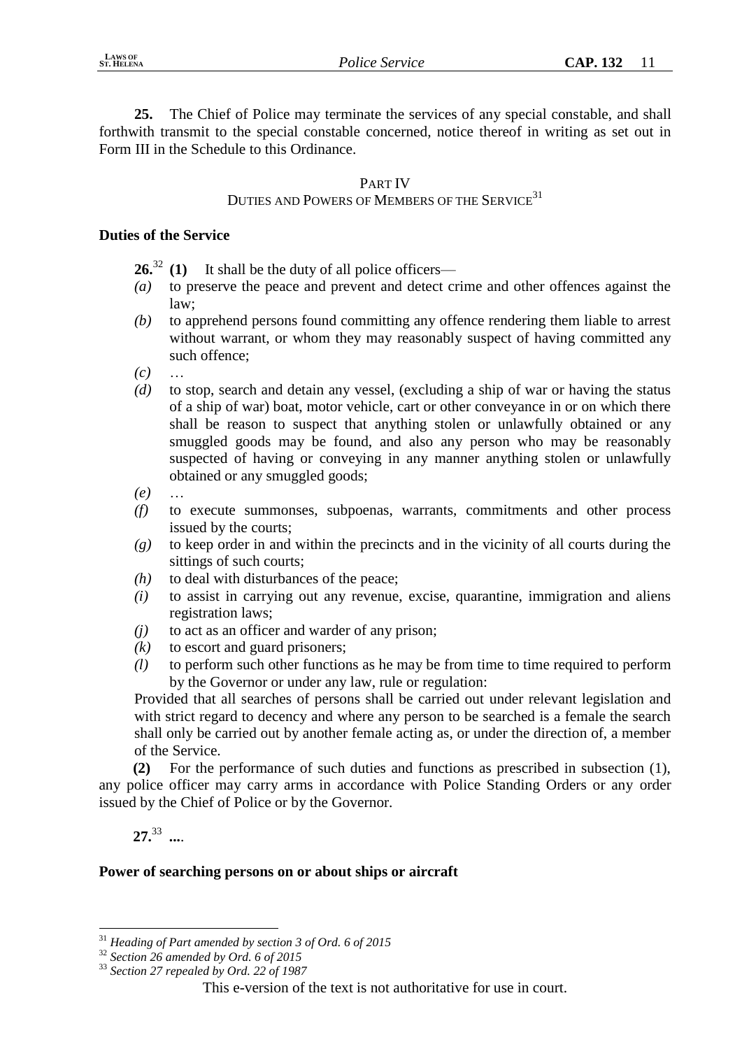**25.** The Chief of Police may terminate the services of any special constable, and shall forthwith transmit to the special constable concerned, notice thereof in writing as set out in Form III in the Schedule to this Ordinance.

## PART IV
## DUTIES AND POWERS OF MEMBERS OF THE SERVICE[31]

### Duties of the Service

**26.**[32] **(1)** It shall be the duty of all police officers—

*(a)* to preserve the peace and prevent and detect crime and other offences against the law;

*(b)* to apprehend persons found committing any offence rendering them liable to arrest without warrant, or whom they may reasonably suspect of having committed any such offence;

*(c)* …

*(d)* to stop, search and detain any vessel, (excluding a ship of war or having the status of a ship of war) boat, motor vehicle, cart or other conveyance in or on which there shall be reason to suspect that anything stolen or unlawfully obtained or any smuggled goods may be found, and also any person who may be reasonably suspected of having or conveying in any manner anything stolen or unlawfully obtained or any smuggled goods;

*(e)* …

*(f)* to execute summonses, subpoenas, warrants, commitments and other process issued by the courts;

*(g)* to keep order in and within the precincts and in the vicinity of all courts during the sittings of such courts;

*(h)* to deal with disturbances of the peace;

*(i)* to assist in carrying out any revenue, excise, quarantine, immigration and aliens registration laws;

*(j)* to act as an officer and warder of any prison;

*(k)* to escort and guard prisoners;

*(l)* to perform such other functions as he may be from time to time required to perform by the Governor or under any law, rule or regulation:

Provided that all searches of persons shall be carried out under relevant legislation and with strict regard to decency and where any person to be searched is a female the search shall only be carried out by another female acting as, or under the direction of, a member of the Service.

**(2)** For the performance of such duties and functions as prescribed in subsection (1), any police officer may carry arms in accordance with Police Standing Orders or any order issued by the Chief of Police or by the Governor.

**27.**[33] **...**.

### Power of searching persons on or about ships or aircraft

---

[31] *Heading of Part amended by section 3 of Ord. 6 of 2015*

[32] *Section 26 amended by Ord. 6 of 2015*

[33] *Section 27 repealed by Ord. 22 of 1987*

This e-version of the text is not authoritative for use in court.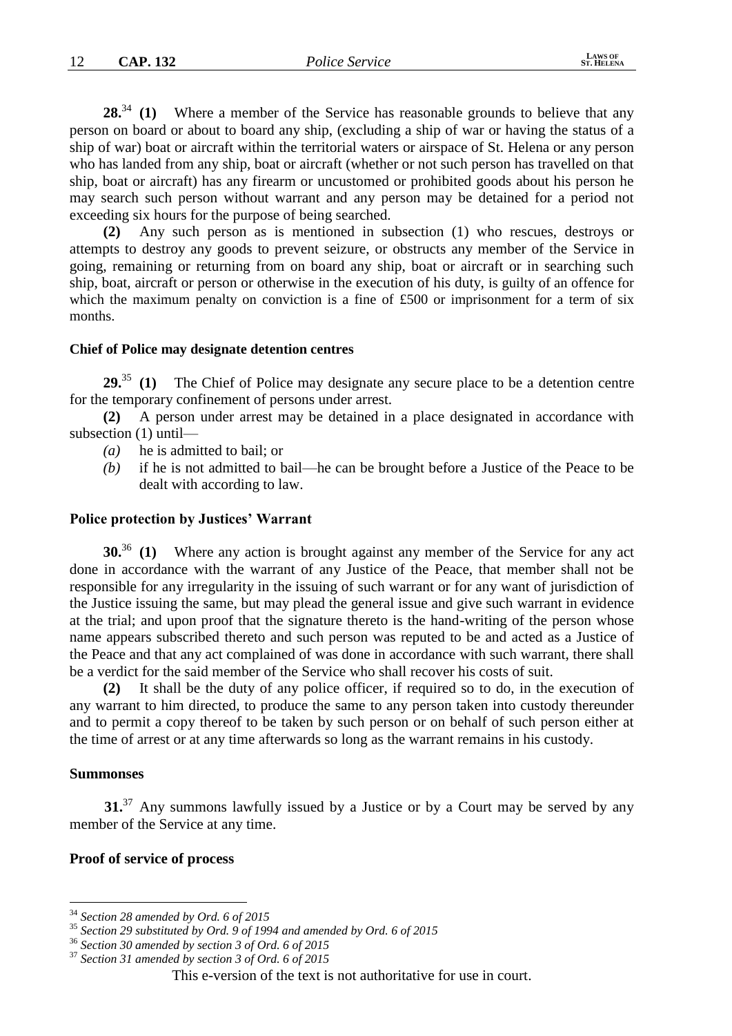**28.**[34] **(1)** Where a member of the Service has reasonable grounds to believe that any person on board or about to board any ship, (excluding a ship of war or having the status of a ship of war) boat or aircraft within the territorial waters or airspace of St. Helena or any person who has landed from any ship, boat or aircraft (whether or not such person has travelled on that ship, boat or aircraft) has any firearm or uncustomed or prohibited goods about his person he may search such person without warrant and any person may be detained for a period not exceeding six hours for the purpose of being searched.

**(2)** Any such person as is mentioned in subsection (1) who rescues, destroys or attempts to destroy any goods to prevent seizure, or obstructs any member of the Service in going, remaining or returning from on board any ship, boat or aircraft or in searching such ship, boat, aircraft or person or otherwise in the execution of his duty, is guilty of an offence for which the maximum penalty on conviction is a fine of £500 or imprisonment for a term of six months.

**Chief of Police may designate detention centres**

**29.**[35] **(1)** The Chief of Police may designate any secure place to be a detention centre for the temporary confinement of persons under arrest.

**(2)** A person under arrest may be detained in a place designated in accordance with subsection (1) until—

- *(a)* he is admitted to bail; or
- *(b)* if he is not admitted to bail—he can be brought before a Justice of the Peace to be dealt with according to law.

**Police protection by Justices' Warrant**

**30.**[36] **(1)** Where any action is brought against any member of the Service for any act done in accordance with the warrant of any Justice of the Peace, that member shall not be responsible for any irregularity in the issuing of such warrant or for any want of jurisdiction of the Justice issuing the same, but may plead the general issue and give such warrant in evidence at the trial; and upon proof that the signature thereto is the hand-writing of the person whose name appears subscribed thereto and such person was reputed to be and acted as a Justice of the Peace and that any act complained of was done in accordance with such warrant, there shall be a verdict for the said member of the Service who shall recover his costs of suit.

**(2)** It shall be the duty of any police officer, if required so to do, in the execution of any warrant to him directed, to produce the same to any person taken into custody thereunder and to permit a copy thereof to be taken by such person or on behalf of such person either at the time of arrest or at any time afterwards so long as the warrant remains in his custody.

**Summonses**

**31.**[37] Any summons lawfully issued by a Justice or by a Court may be served by any member of the Service at any time.

**Proof of service of process**

---

[34] *Section 28 amended by Ord. 6 of 2015*

[35] *Section 29 substituted by Ord. 9 of 1994 and amended by Ord. 6 of 2015*

[36] *Section 30 amended by section 3 of Ord. 6 of 2015*

[37] *Section 31 amended by section 3 of Ord. 6 of 2015*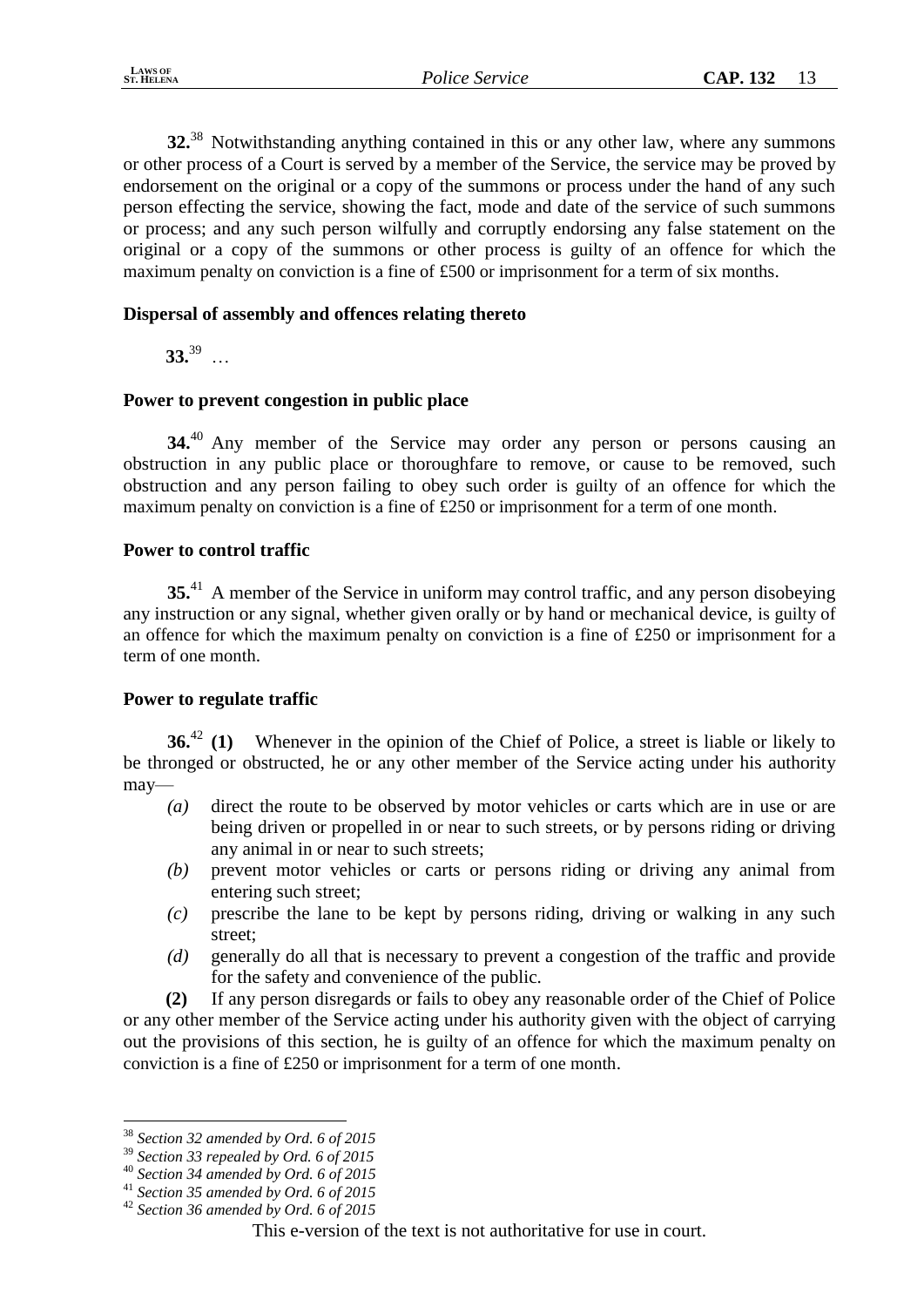**32.**[38] Notwithstanding anything contained in this or any other law, where any summons or other process of a Court is served by a member of the Service, the service may be proved by endorsement on the original or a copy of the summons or process under the hand of any such person effecting the service, showing the fact, mode and date of the service of such summons or process; and any such person wilfully and corruptly endorsing any false statement on the original or a copy of the summons or other process is guilty of an offence for which the maximum penalty on conviction is a fine of £500 or imprisonment for a term of six months.

**Dispersal of assembly and offences relating thereto**

**33.**[39] …

**Power to prevent congestion in public place**

**34.**[40] Any member of the Service may order any person or persons causing an obstruction in any public place or thoroughfare to remove, or cause to be removed, such obstruction and any person failing to obey such order is guilty of an offence for which the maximum penalty on conviction is a fine of £250 or imprisonment for a term of one month.

**Power to control traffic**

**35.**[41] A member of the Service in uniform may control traffic, and any person disobeying any instruction or any signal, whether given orally or by hand or mechanical device, is guilty of an offence for which the maximum penalty on conviction is a fine of £250 or imprisonment for a term of one month.

**Power to regulate traffic**

**36.**[42] **(1)** Whenever in the opinion of the Chief of Police, a street is liable or likely to be thronged or obstructed, he or any other member of the Service acting under his authority may—

- *(a)* direct the route to be observed by motor vehicles or carts which are in use or are being driven or propelled in or near to such streets, or by persons riding or driving any animal in or near to such streets;
- *(b)* prevent motor vehicles or carts or persons riding or driving any animal from entering such street;
- *(c)* prescribe the lane to be kept by persons riding, driving or walking in any such street;
- *(d)* generally do all that is necessary to prevent a congestion of the traffic and provide for the safety and convenience of the public.

**(2)** If any person disregards or fails to obey any reasonable order of the Chief of Police or any other member of the Service acting under his authority given with the object of carrying out the provisions of this section, he is guilty of an offence for which the maximum penalty on conviction is a fine of £250 or imprisonment for a term of one month.

---

[38] *Section 32 amended by Ord. 6 of 2015*

[39] *Section 33 repealed by Ord. 6 of 2015*

[40] *Section 34 amended by Ord. 6 of 2015*

[41] *Section 35 amended by Ord. 6 of 2015*

[42] *Section 36 amended by Ord. 6 of 2015*

This e-version of the text is not authoritative for use in court.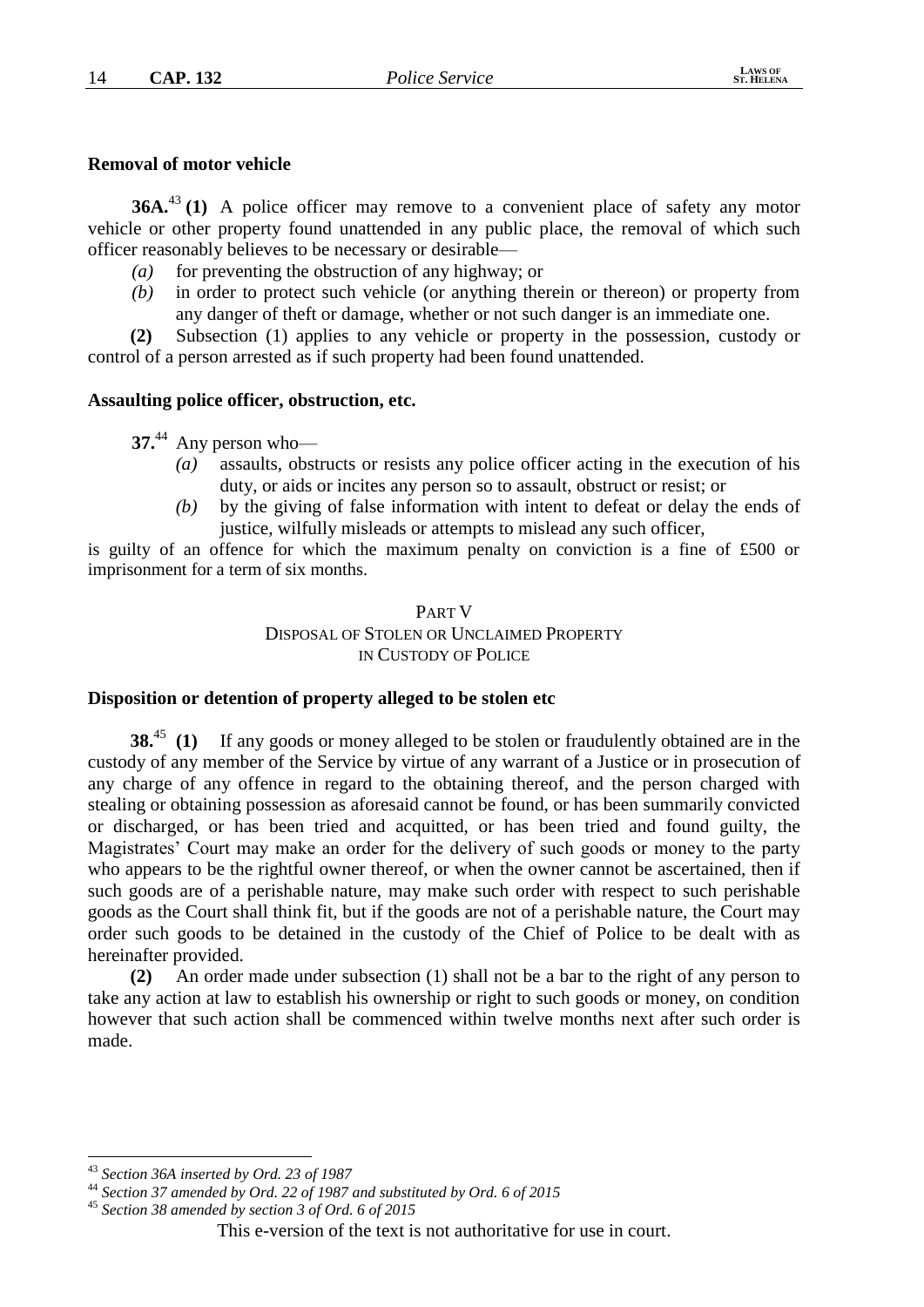**Removal of motor vehicle**

**36A.**[43] **(1)** A police officer may remove to a convenient place of safety any motor vehicle or other property found unattended in any public place, the removal of which such officer reasonably believes to be necessary or desirable—

*(a)* for preventing the obstruction of any highway; or

*(b)* in order to protect such vehicle (or anything therein or thereon) or property from any danger of theft or damage, whether or not such danger is an immediate one.

**(2)** Subsection (1) applies to any vehicle or property in the possession, custody or control of a person arrested as if such property had been found unattended.

**Assaulting police officer, obstruction, etc.**

**37.**[44] Any person who—

*(a)* assaults, obstructs or resists any police officer acting in the execution of his duty, or aids or incites any person so to assault, obstruct or resist; or

*(b)* by the giving of false information with intent to defeat or delay the ends of justice, wilfully misleads or attempts to mislead any such officer,

is guilty of an offence for which the maximum penalty on conviction is a fine of £500 or imprisonment for a term of six months.

PART V

DISPOSAL OF STOLEN OR UNCLAIMED PROPERTY IN CUSTODY OF POLICE

**Disposition or detention of property alleged to be stolen etc**

**38.**[45] **(1)** If any goods or money alleged to be stolen or fraudulently obtained are in the custody of any member of the Service by virtue of any warrant of a Justice or in prosecution of any charge of any offence in regard to the obtaining thereof, and the person charged with stealing or obtaining possession as aforesaid cannot be found, or has been summarily convicted or discharged, or has been tried and acquitted, or has been tried and found guilty, the Magistrates' Court may make an order for the delivery of such goods or money to the party who appears to be the rightful owner thereof, or when the owner cannot be ascertained, then if such goods are of a perishable nature, may make such order with respect to such perishable goods as the Court shall think fit, but if the goods are not of a perishable nature, the Court may order such goods to be detained in the custody of the Chief of Police to be dealt with as hereinafter provided.

**(2)** An order made under subsection (1) shall not be a bar to the right of any person to take any action at law to establish his ownership or right to such goods or money, on condition however that such action shall be commenced within twelve months next after such order is made.

---

[43] *Section 36A inserted by Ord. 23 of 1987*

[44] *Section 37 amended by Ord. 22 of 1987 and substituted by Ord. 6 of 2015*

[45] *Section 38 amended by section 3 of Ord. 6 of 2015*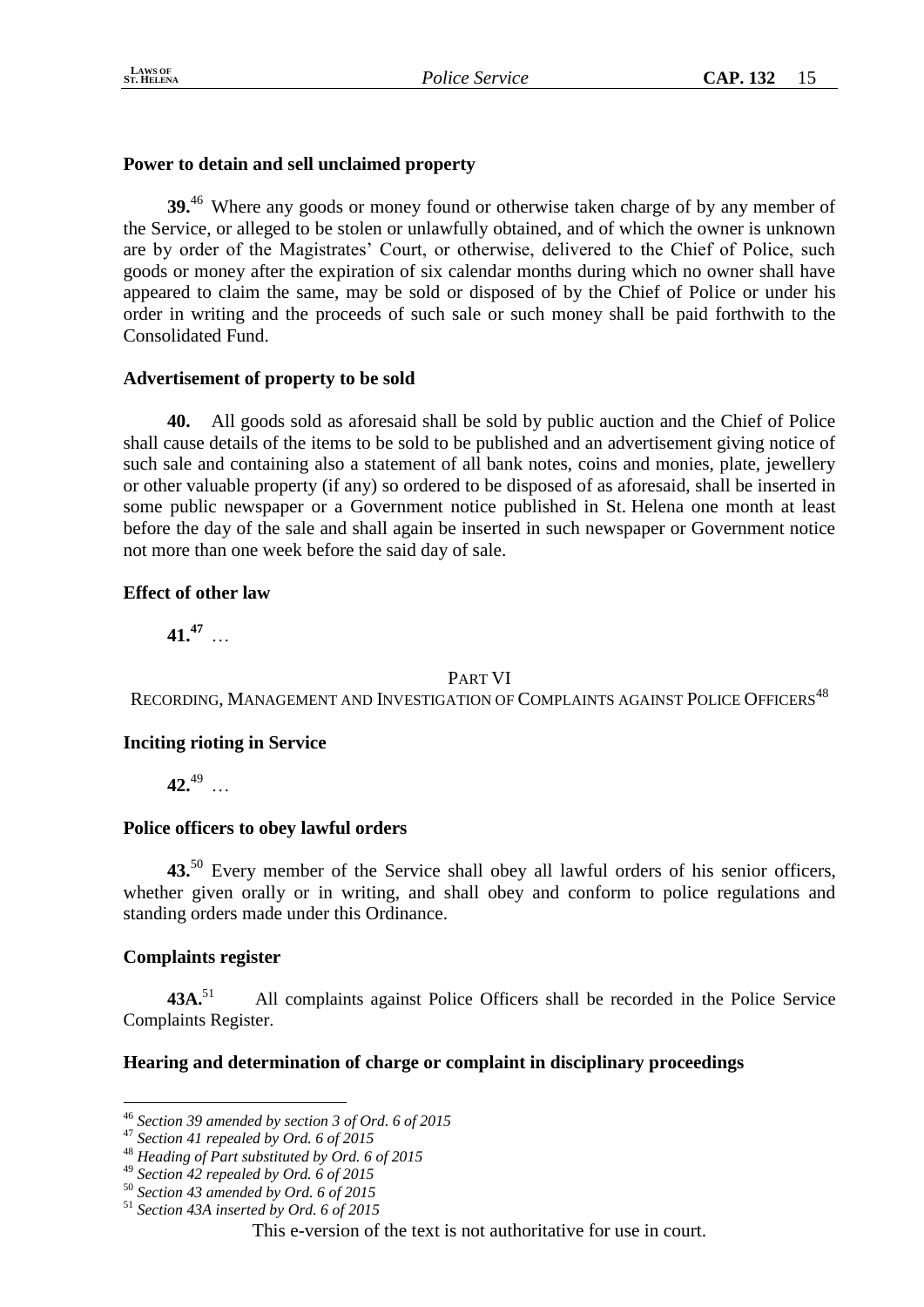**Power to detain and sell unclaimed property**

**39.**[46] Where any goods or money found or otherwise taken charge of by any member of the Service, or alleged to be stolen or unlawfully obtained, and of which the owner is unknown are by order of the Magistrates' Court, or otherwise, delivered to the Chief of Police, such goods or money after the expiration of six calendar months during which no owner shall have appeared to claim the same, may be sold or disposed of by the Chief of Police or under his order in writing and the proceeds of such sale or such money shall be paid forthwith to the Consolidated Fund.

**Advertisement of property to be sold**

**40.** All goods sold as aforesaid shall be sold by public auction and the Chief of Police shall cause details of the items to be sold to be published and an advertisement giving notice of such sale and containing also a statement of all bank notes, coins and monies, plate, jewellery or other valuable property (if any) so ordered to be disposed of as aforesaid, shall be inserted in some public newspaper or a Government notice published in St. Helena one month at least before the day of the sale and shall again be inserted in such newspaper or Government notice not more than one week before the said day of sale.

**Effect of other law**

**41.**[47] …

## PART VI
## RECORDING, MANAGEMENT AND INVESTIGATION OF COMPLAINTS AGAINST POLICE OFFICERS[48]

**Inciting rioting in Service**

**42.**[49] …

**Police officers to obey lawful orders**

**43.**[50] Every member of the Service shall obey all lawful orders of his senior officers, whether given orally or in writing, and shall obey and conform to police regulations and standing orders made under this Ordinance.

**Complaints register**

**43A.**[51] All complaints against Police Officers shall be recorded in the Police Service Complaints Register.

**Hearing and determination of charge or complaint in disciplinary proceedings**

---

[46] *Section 39 amended by section 3 of Ord. 6 of 2015*
[47] *Section 41 repealed by Ord. 6 of 2015*
[48] *Heading of Part substituted by Ord. 6 of 2015*
[49] *Section 42 repealed by Ord. 6 of 2015*
[50] *Section 43 amended by Ord. 6 of 2015*
[51] *Section 43A inserted by Ord. 6 of 2015*

This e-version of the text is not authoritative for use in court.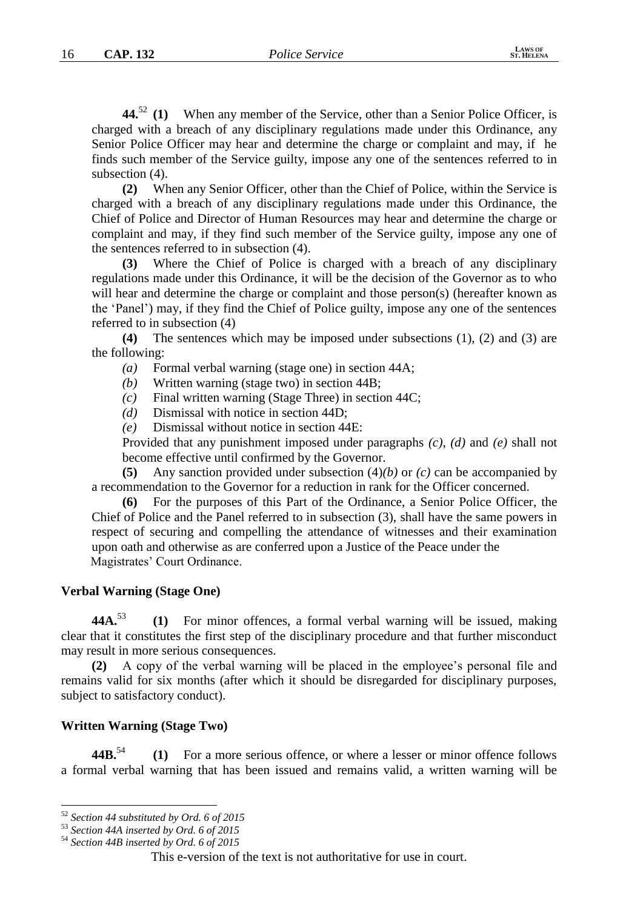**44.**[52] **(1)** When any member of the Service, other than a Senior Police Officer, is charged with a breach of any disciplinary regulations made under this Ordinance, any Senior Police Officer may hear and determine the charge or complaint and may, if he finds such member of the Service guilty, impose any one of the sentences referred to in subsection (4).

**(2)** When any Senior Officer, other than the Chief of Police, within the Service is charged with a breach of any disciplinary regulations made under this Ordinance, the Chief of Police and Director of Human Resources may hear and determine the charge or complaint and may, if they find such member of the Service guilty, impose any one of the sentences referred to in subsection (4).

**(3)** Where the Chief of Police is charged with a breach of any disciplinary regulations made under this Ordinance, it will be the decision of the Governor as to who will hear and determine the charge or complaint and those person(s) (hereafter known as the 'Panel') may, if they find the Chief of Police guilty, impose any one of the sentences referred to in subsection (4)

**(4)** The sentences which may be imposed under subsections (1), (2) and (3) are the following:

*(a)* Formal verbal warning (stage one) in section 44A;

*(b)* Written warning (stage two) in section 44B;

*(c)* Final written warning (Stage Three) in section 44C;

*(d)* Dismissal with notice in section 44D;

*(e)* Dismissal without notice in section 44E:

Provided that any punishment imposed under paragraphs *(c)*, *(d)* and *(e)* shall not become effective until confirmed by the Governor.

**(5)** Any sanction provided under subsection (4)*(b)* or *(c)* can be accompanied by a recommendation to the Governor for a reduction in rank for the Officer concerned.

**(6)** For the purposes of this Part of the Ordinance, a Senior Police Officer, the Chief of Police and the Panel referred to in subsection (3), shall have the same powers in respect of securing and compelling the attendance of witnesses and their examination upon oath and otherwise as are conferred upon a Justice of the Peace under the Magistrates' Court Ordinance.

**Verbal Warning (Stage One)**

**44A.**[53] **(1)** For minor offences, a formal verbal warning will be issued, making clear that it constitutes the first step of the disciplinary procedure and that further misconduct may result in more serious consequences.

**(2)** A copy of the verbal warning will be placed in the employee's personal file and remains valid for six months (after which it should be disregarded for disciplinary purposes, subject to satisfactory conduct).

**Written Warning (Stage Two)**

**44B.**[54] **(1)** For a more serious offence, or where a lesser or minor offence follows a formal verbal warning that has been issued and remains valid, a written warning will be

---

[52] *Section 44 substituted by Ord. 6 of 2015*

[53] *Section 44A inserted by Ord. 6 of 2015*

[54] *Section 44B inserted by Ord. 6 of 2015*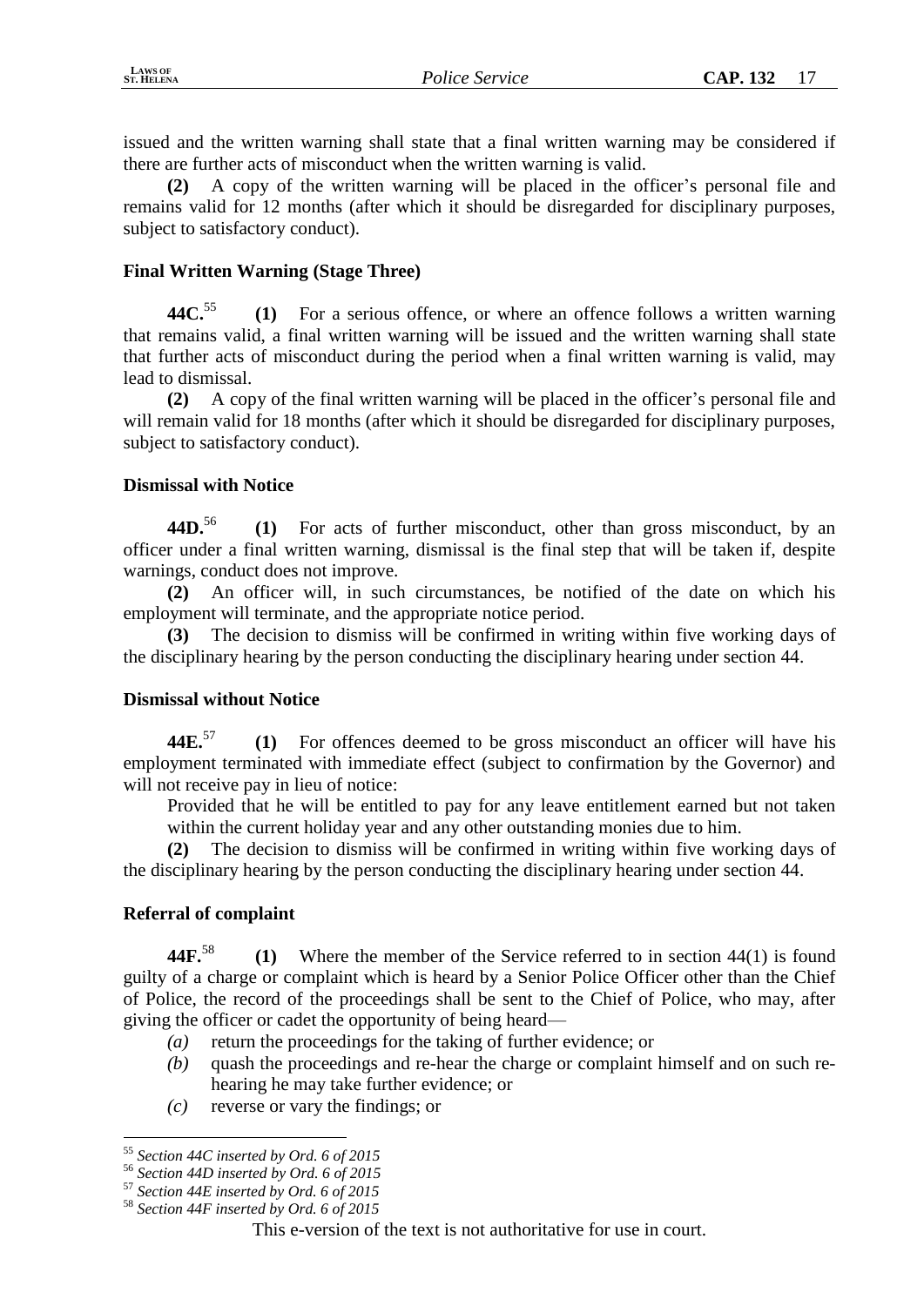issued and the written warning shall state that a final written warning may be considered if there are further acts of misconduct when the written warning is valid.

**(2)** A copy of the written warning will be placed in the officer's personal file and remains valid for 12 months (after which it should be disregarded for disciplinary purposes, subject to satisfactory conduct).

### Final Written Warning (Stage Three)

**44C.**[55] **(1)** For a serious offence, or where an offence follows a written warning that remains valid, a final written warning will be issued and the written warning shall state that further acts of misconduct during the period when a final written warning is valid, may lead to dismissal.

**(2)** A copy of the final written warning will be placed in the officer's personal file and will remain valid for 18 months (after which it should be disregarded for disciplinary purposes, subject to satisfactory conduct).

### Dismissal with Notice

**44D.**[56] **(1)** For acts of further misconduct, other than gross misconduct, by an officer under a final written warning, dismissal is the final step that will be taken if, despite warnings, conduct does not improve.

**(2)** An officer will, in such circumstances, be notified of the date on which his employment will terminate, and the appropriate notice period.

**(3)** The decision to dismiss will be confirmed in writing within five working days of the disciplinary hearing by the person conducting the disciplinary hearing under section 44.

### Dismissal without Notice

**44E.**[57] **(1)** For offences deemed to be gross misconduct an officer will have his employment terminated with immediate effect (subject to confirmation by the Governor) and will not receive pay in lieu of notice:

Provided that he will be entitled to pay for any leave entitlement earned but not taken within the current holiday year and any other outstanding monies due to him.

**(2)** The decision to dismiss will be confirmed in writing within five working days of the disciplinary hearing by the person conducting the disciplinary hearing under section 44.

### Referral of complaint

**44F.**[58] **(1)** Where the member of the Service referred to in section 44(1) is found guilty of a charge or complaint which is heard by a Senior Police Officer other than the Chief of Police, the record of the proceedings shall be sent to the Chief of Police, who may, after giving the officer or cadet the opportunity of being heard—

*(a)* return the proceedings for the taking of further evidence; or

*(b)* quash the proceedings and re-hear the charge or complaint himself and on such re-hearing he may take further evidence; or

*(c)* reverse or vary the findings; or

---

[55] *Section 44C inserted by Ord. 6 of 2015*

[56] *Section 44D inserted by Ord. 6 of 2015*

[57] *Section 44E inserted by Ord. 6 of 2015*

[58] *Section 44F inserted by Ord. 6 of 2015*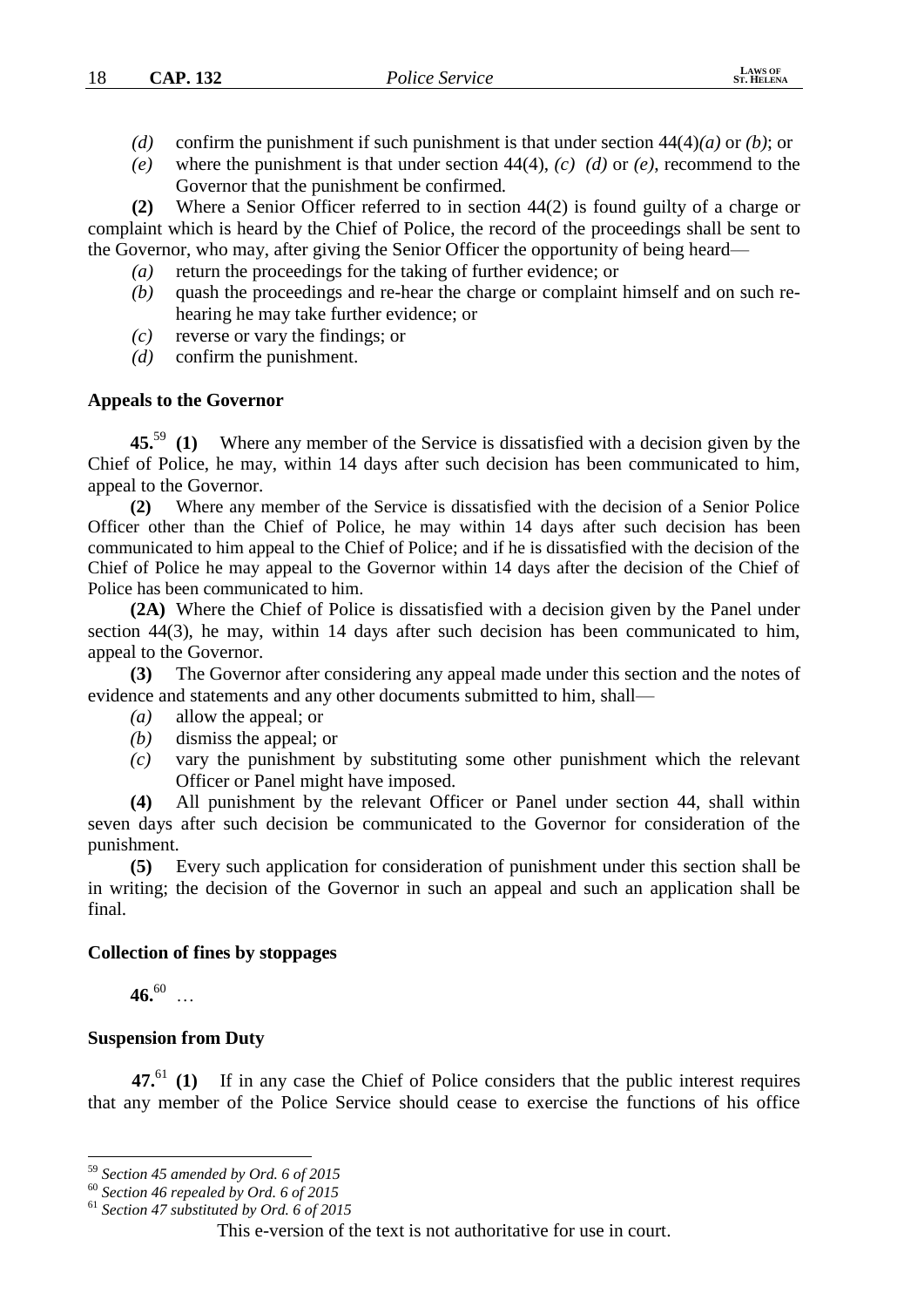*(d)* confirm the punishment if such punishment is that under section 44(4)*(a)* or *(b)*; or

*(e)* where the punishment is that under section 44(4), *(c)* *(d)* or *(e)*, recommend to the Governor that the punishment be confirmed.

**(2)** Where a Senior Officer referred to in section 44(2) is found guilty of a charge or complaint which is heard by the Chief of Police, the record of the proceedings shall be sent to the Governor, who may, after giving the Senior Officer the opportunity of being heard—

*(a)* return the proceedings for the taking of further evidence; or

*(b)* quash the proceedings and re-hear the charge or complaint himself and on such re-hearing he may take further evidence; or

*(c)* reverse or vary the findings; or

*(d)* confirm the punishment.

**Appeals to the Governor**

**45.**[59] **(1)** Where any member of the Service is dissatisfied with a decision given by the Chief of Police, he may, within 14 days after such decision has been communicated to him, appeal to the Governor.

**(2)** Where any member of the Service is dissatisfied with the decision of a Senior Police Officer other than the Chief of Police, he may within 14 days after such decision has been communicated to him appeal to the Chief of Police; and if he is dissatisfied with the decision of the Chief of Police he may appeal to the Governor within 14 days after the decision of the Chief of Police has been communicated to him.

**(2A)** Where the Chief of Police is dissatisfied with a decision given by the Panel under section 44(3), he may, within 14 days after such decision has been communicated to him, appeal to the Governor.

**(3)** The Governor after considering any appeal made under this section and the notes of evidence and statements and any other documents submitted to him, shall—

*(a)* allow the appeal; or

*(b)* dismiss the appeal; or

*(c)* vary the punishment by substituting some other punishment which the relevant Officer or Panel might have imposed.

**(4)** All punishment by the relevant Officer or Panel under section 44, shall within seven days after such decision be communicated to the Governor for consideration of the punishment.

**(5)** Every such application for consideration of punishment under this section shall be in writing; the decision of the Governor in such an appeal and such an application shall be final.

**Collection of fines by stoppages**

**46.**[60] …

**Suspension from Duty**

**47.**[61] **(1)** If in any case the Chief of Police considers that the public interest requires that any member of the Police Service should cease to exercise the functions of his office

---

[59] *Section 45 amended by Ord. 6 of 2015*

[60] *Section 46 repealed by Ord. 6 of 2015*

[61] *Section 47 substituted by Ord. 6 of 2015*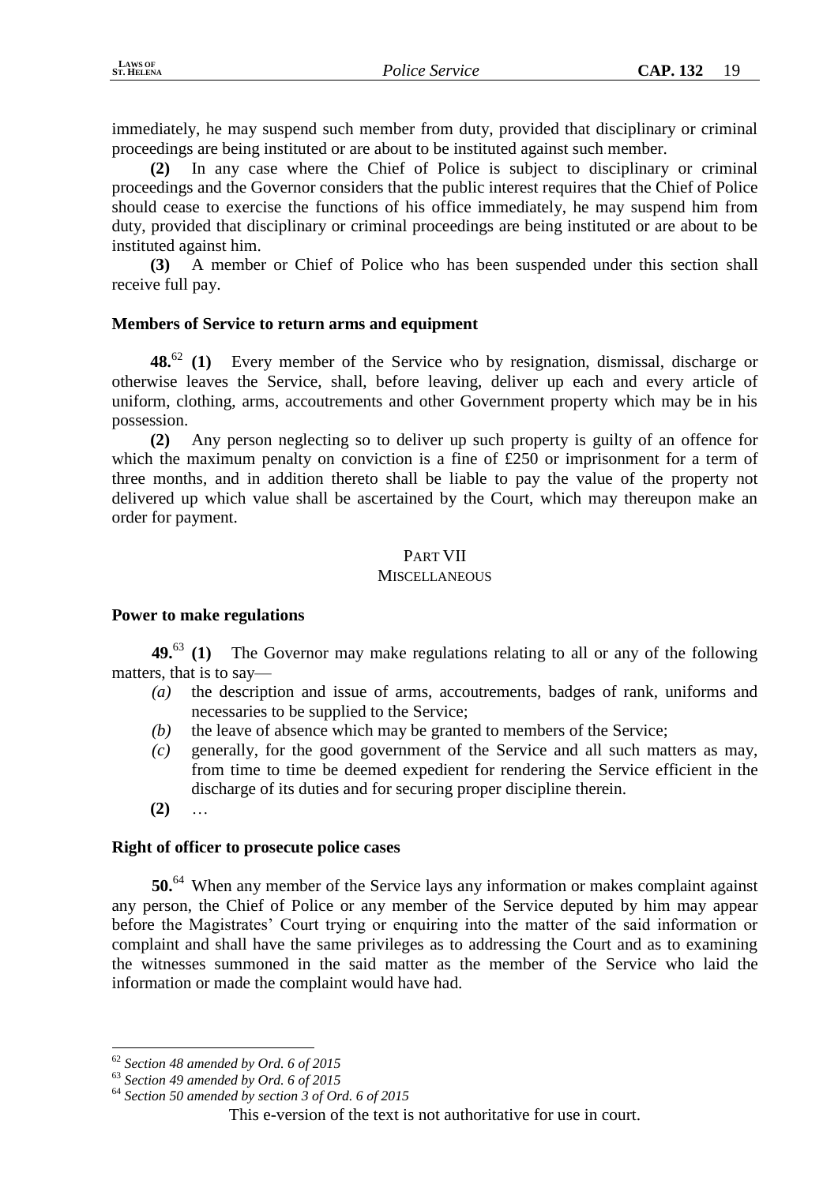immediately, he may suspend such member from duty, provided that disciplinary or criminal proceedings are being instituted or are about to be instituted against such member.

**(2)** In any case where the Chief of Police is subject to disciplinary or criminal proceedings and the Governor considers that the public interest requires that the Chief of Police should cease to exercise the functions of his office immediately, he may suspend him from duty, provided that disciplinary or criminal proceedings are being instituted or are about to be instituted against him.

**(3)** A member or Chief of Police who has been suspended under this section shall receive full pay.

**Members of Service to return arms and equipment**

**48.**[62] **(1)** Every member of the Service who by resignation, dismissal, discharge or otherwise leaves the Service, shall, before leaving, deliver up each and every article of uniform, clothing, arms, accoutrements and other Government property which may be in his possession.

**(2)** Any person neglecting so to deliver up such property is guilty of an offence for which the maximum penalty on conviction is a fine of £250 or imprisonment for a term of three months, and in addition thereto shall be liable to pay the value of the property not delivered up which value shall be ascertained by the Court, which may thereupon make an order for payment.

## PART VII
## MISCELLANEOUS

**Power to make regulations**

**49.**[63] **(1)** The Governor may make regulations relating to all or any of the following matters, that is to say—

*(a)* the description and issue of arms, accoutrements, badges of rank, uniforms and necessaries to be supplied to the Service;

*(b)* the leave of absence which may be granted to members of the Service;

*(c)* generally, for the good government of the Service and all such matters as may, from time to time be deemed expedient for rendering the Service efficient in the discharge of its duties and for securing proper discipline therein.

**(2)** …

**Right of officer to prosecute police cases**

**50.**[64] When any member of the Service lays any information or makes complaint against any person, the Chief of Police or any member of the Service deputed by him may appear before the Magistrates' Court trying or enquiring into the matter of the said information or complaint and shall have the same privileges as to addressing the Court and as to examining the witnesses summoned in the said matter as the member of the Service who laid the information or made the complaint would have had.

---

[62] *Section 48 amended by Ord. 6 of 2015*

[63] *Section 49 amended by Ord. 6 of 2015*

[64] *Section 50 amended by section 3 of Ord. 6 of 2015*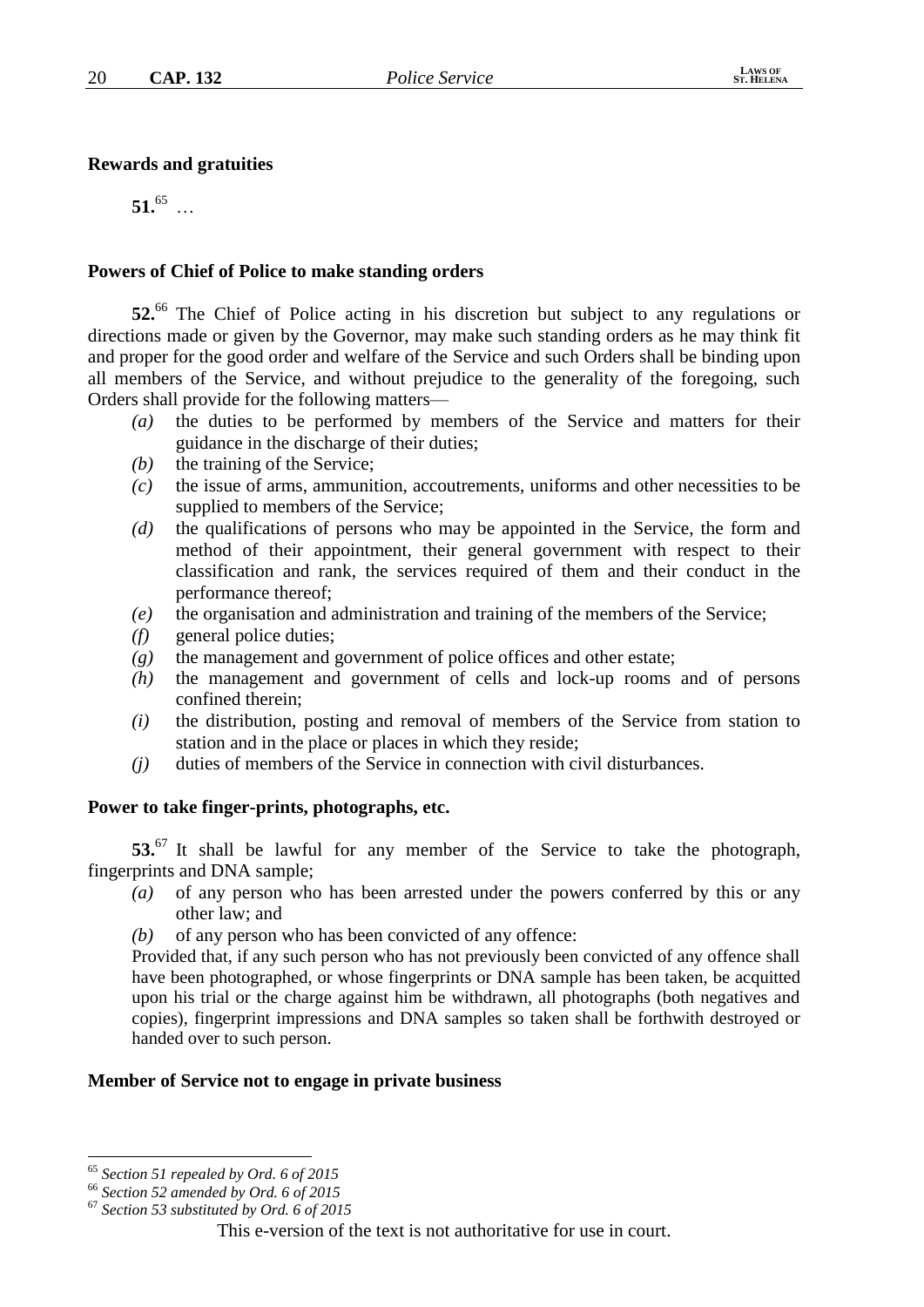**Rewards and gratuities**

**51.**[65] …

**Powers of Chief of Police to make standing orders**

**52.**[66] The Chief of Police acting in his discretion but subject to any regulations or directions made or given by the Governor, may make such standing orders as he may think fit and proper for the good order and welfare of the Service and such Orders shall be binding upon all members of the Service, and without prejudice to the generality of the foregoing, such Orders shall provide for the following matters—

- *(a)* the duties to be performed by members of the Service and matters for their guidance in the discharge of their duties;
- *(b)* the training of the Service;
- *(c)* the issue of arms, ammunition, accoutrements, uniforms and other necessities to be supplied to members of the Service;
- *(d)* the qualifications of persons who may be appointed in the Service, the form and method of their appointment, their general government with respect to their classification and rank, the services required of them and their conduct in the performance thereof;
- *(e)* the organisation and administration and training of the members of the Service;
- *(f)* general police duties;
- *(g)* the management and government of police offices and other estate;
- *(h)* the management and government of cells and lock-up rooms and of persons confined therein;
- *(i)* the distribution, posting and removal of members of the Service from station to station and in the place or places in which they reside;
- *(j)* duties of members of the Service in connection with civil disturbances.

**Power to take finger-prints, photographs, etc.**

**53.**[67] It shall be lawful for any member of the Service to take the photograph, fingerprints and DNA sample;

- *(a)* of any person who has been arrested under the powers conferred by this or any other law; and
- *(b)* of any person who has been convicted of any offence:

Provided that, if any such person who has not previously been convicted of any offence shall have been photographed, or whose fingerprints or DNA sample has been taken, be acquitted upon his trial or the charge against him be withdrawn, all photographs (both negatives and copies), fingerprint impressions and DNA samples so taken shall be forthwith destroyed or handed over to such person.

**Member of Service not to engage in private business**

---

[65] *Section 51 repealed by Ord. 6 of 2015*
[66] *Section 52 amended by Ord. 6 of 2015*
[67] *Section 53 substituted by Ord. 6 of 2015*

This e-version of the text is not authoritative for use in court.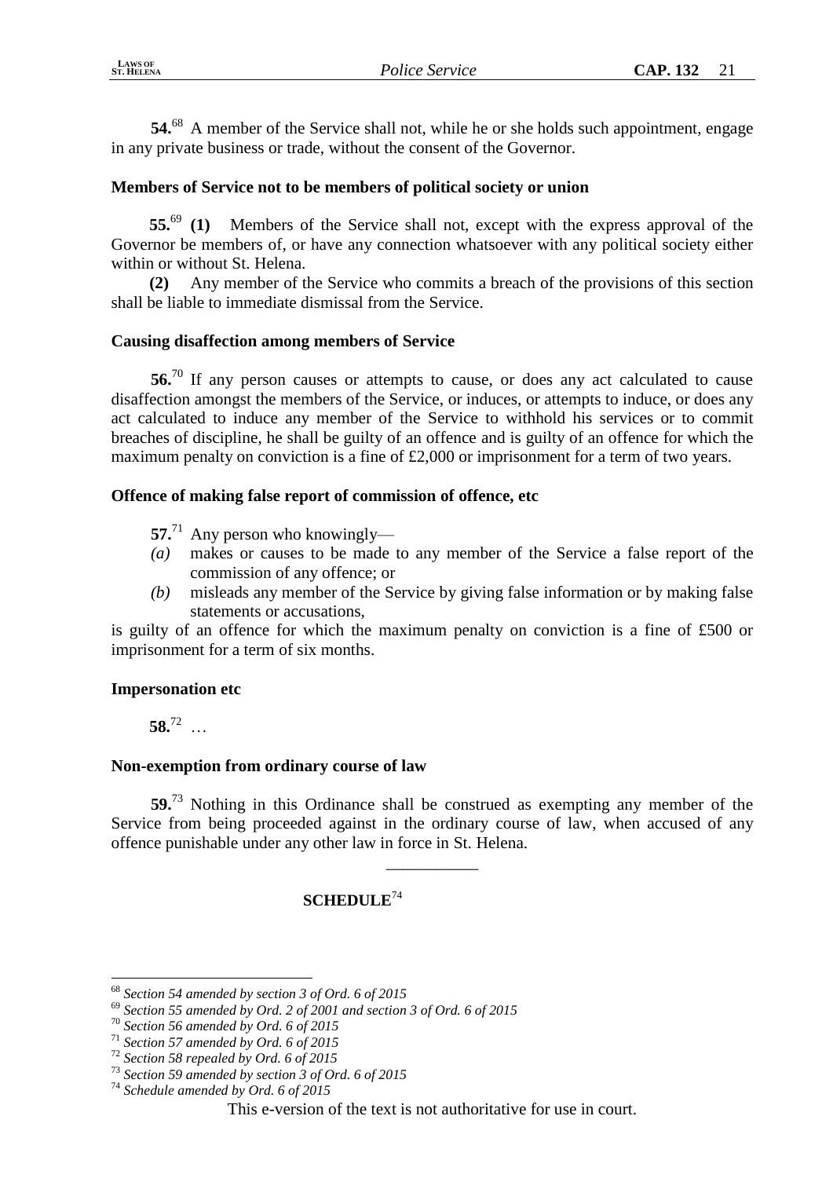**54.**[68] A member of the Service shall not, while he or she holds such appointment, engage in any private business or trade, without the consent of the Governor.

**Members of Service not to be members of political society or union**

**55.**[69] **(1)** Members of the Service shall not, except with the express approval of the Governor be members of, or have any connection whatsoever with any political society either within or without St. Helena.

**(2)** Any member of the Service who commits a breach of the provisions of this section shall be liable to immediate dismissal from the Service.

**Causing disaffection among members of Service**

**56.**[70] If any person causes or attempts to cause, or does any act calculated to cause disaffection amongst the members of the Service, or induces, or attempts to induce, or does any act calculated to induce any member of the Service to withhold his services or to commit breaches of discipline, he shall be guilty of an offence and is guilty of an offence for which the maximum penalty on conviction is a fine of £2,000 or imprisonment for a term of two years.

**Offence of making false report of commission of offence, etc**

**57.**[71] Any person who knowingly—

*(a)* makes or causes to be made to any member of the Service a false report of the commission of any offence; or

*(b)* misleads any member of the Service by giving false information or by making false statements or accusations,

is guilty of an offence for which the maximum penalty on conviction is a fine of £500 or imprisonment for a term of six months.

**Impersonation etc**

**58.**[72] …

**Non-exemption from ordinary course of law**

**59.**[73] Nothing in this Ordinance shall be construed as exempting any member of the Service from being proceeded against in the ordinary course of law, when accused of any offence punishable under any other law in force in St. Helena.

---

**SCHEDULE**[74]

---

[68] *Section 54 amended by section 3 of Ord. 6 of 2015*

[69] *Section 55 amended by Ord. 2 of 2001 and section 3 of Ord. 6 of 2015*

[70] *Section 56 amended by Ord. 6 of 2015*

[71] *Section 57 amended by Ord. 6 of 2015*

[72] *Section 58 repealed by Ord. 6 of 2015*

[73] *Section 59 amended by section 3 of Ord. 6 of 2015*

[74] *Schedule amended by Ord. 6 of 2015*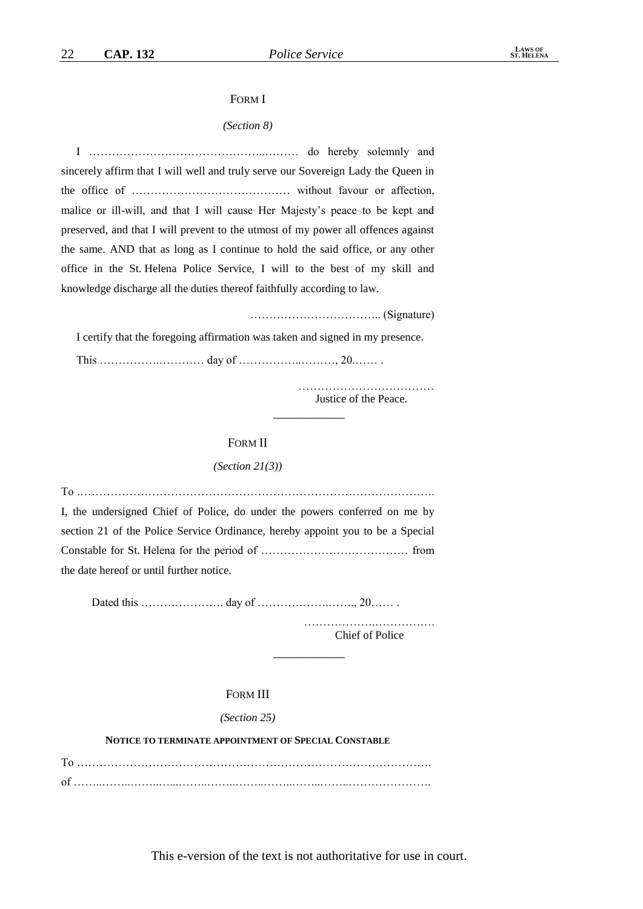## FORM I

*(Section 8)*

I ……………………………………………..……… do hereby solemnly and sincerely affirm that I will well and truly serve our Sovereign Lady the Queen in the office of …………………………………… without favour or affection, malice or ill-will, and that I will cause Her Majesty's peace to be kept and preserved, and that I will prevent to the utmost of my power all offences against the same. AND that as long as I continue to hold the said office, or any other office in the St. Helena Police Service, I will to the best of my skill and knowledge discharge all the duties thereof faithfully according to law.

…………………………….. (Signature)

I certify that the foregoing affirmation was taken and signed in my presence.

This ……………………….. day of ……………..………, 20.…… .

………………………………
Justice of the Peace.

---

## FORM II

*(Section 21(3))*

To .………………………………………………………………………………….

I, the undersigned Chief of Police, do under the powers conferred on me by section 21 of the Police Service Ordinance, hereby appoint you to be a Special Constable for St. Helena for the period of ………………………………… from the date hereof or until further notice.

Dated this …………………. day of ………………..….., 20…… .

………………..……………
Chief of Police

---

## FORM III

*(Section 25)*

**NOTICE TO TERMINATE APPOINTMENT OF SPECIAL CONSTABLE**

To ………………………………………………………………………………….

of ……..……..……..…...……..……..……..……..……..……..………………….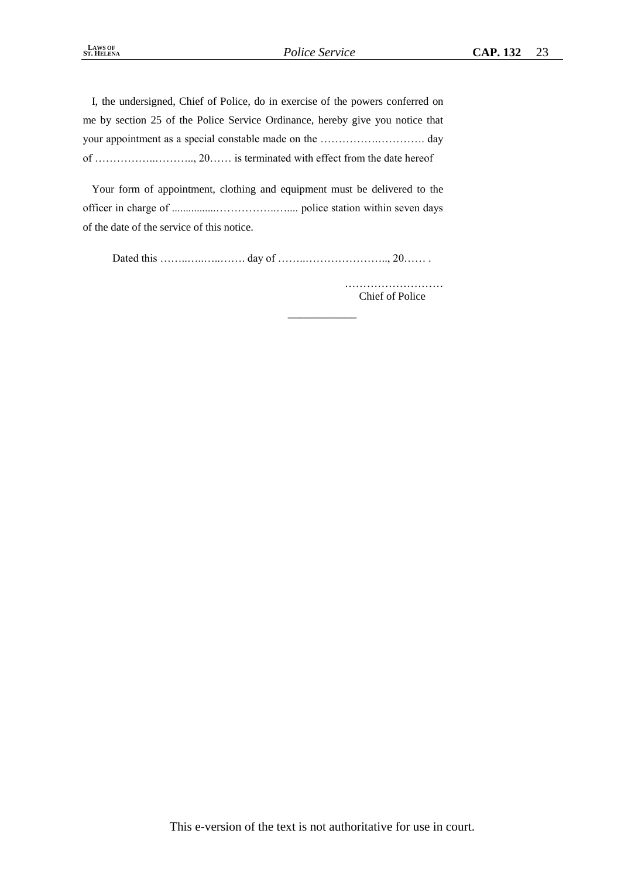I, the undersigned, Chief of Police, do in exercise of the powers conferred on me by section 25 of the Police Service Ordinance, hereby give you notice that your appointment as a special constable made on the …………….…………. day of ……………..……….., 20…… is terminated with effect from the date hereof

Your form of appointment, clothing and equipment must be delivered to the officer in charge of ................……………..….... police station within seven days of the date of the service of this notice.

Dated this ……..…..…..……. day of ……..…………………., 20…… .

………………………
Chief of Police

___________

This e-version of the text is not authoritative for use in court.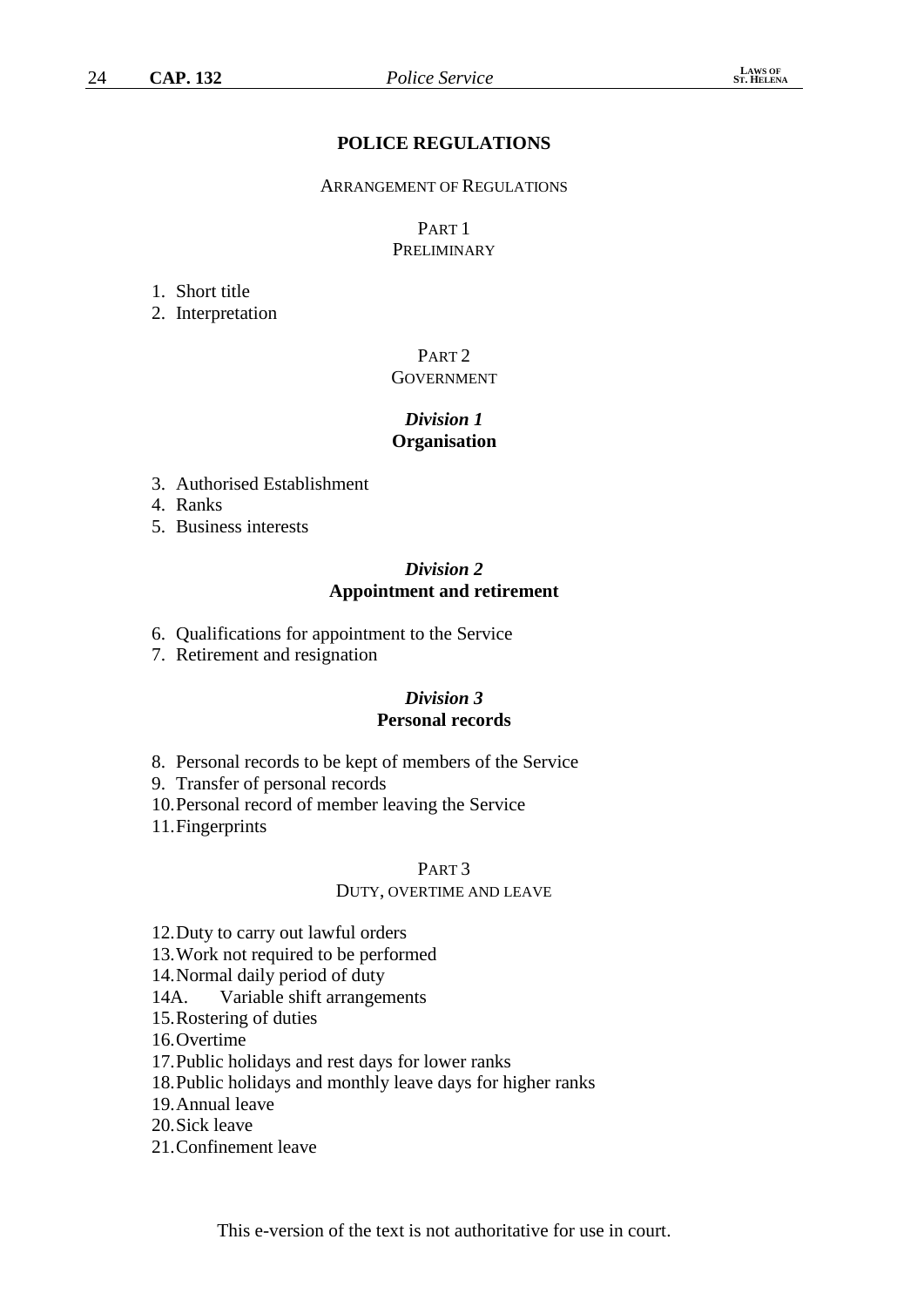## POLICE REGULATIONS

ARRANGEMENT OF REGULATIONS

PART 1
PRELIMINARY

1. Short title
2. Interpretation

PART 2
GOVERNMENT

*Division 1*
**Organisation**

3. Authorised Establishment
4. Ranks
5. Business interests

*Division 2*
**Appointment and retirement**

6. Qualifications for appointment to the Service
7. Retirement and resignation

*Division 3*
**Personal records**

8. Personal records to be kept of members of the Service
9. Transfer of personal records
10. Personal record of member leaving the Service
11. Fingerprints

PART 3
DUTY, OVERTIME AND LEAVE

12. Duty to carry out lawful orders
13. Work not required to be performed
14. Normal daily period of duty

14A. Variable shift arrangements

15. Rostering of duties
16. Overtime
17. Public holidays and rest days for lower ranks
18. Public holidays and monthly leave days for higher ranks
19. Annual leave
20. Sick leave
21. Confinement leave

This e-version of the text is not authoritative for use in court.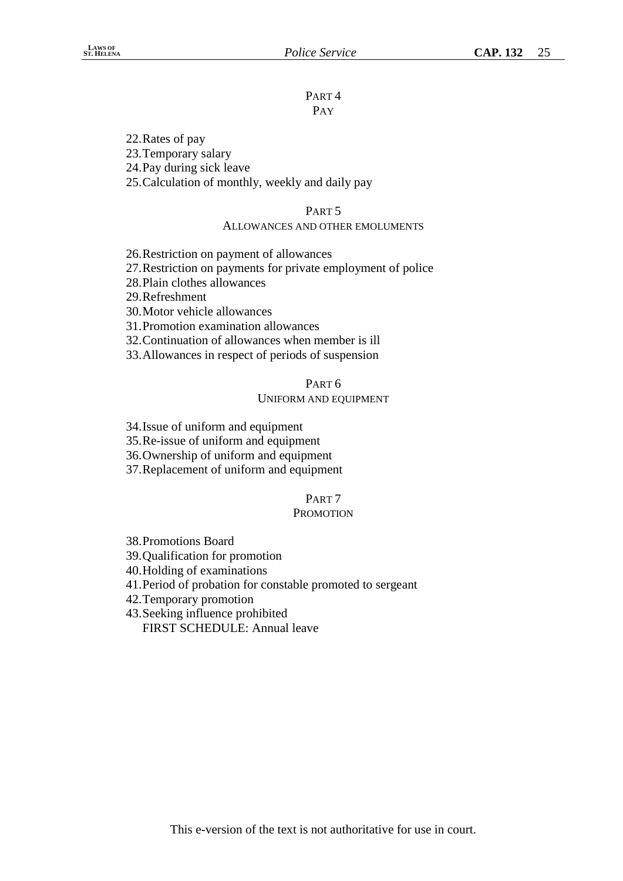## PART 4
### PAY

22. Rates of pay
23. Temporary salary
24. Pay during sick leave
25. Calculation of monthly, weekly and daily pay

## PART 5
### ALLOWANCES AND OTHER EMOLUMENTS

26. Restriction on payment of allowances
27. Restriction on payments for private employment of police
28. Plain clothes allowances
29. Refreshment
30. Motor vehicle allowances
31. Promotion examination allowances
32. Continuation of allowances when member is ill
33. Allowances in respect of periods of suspension

## PART 6
### UNIFORM AND EQUIPMENT

34. Issue of uniform and equipment
35. Re-issue of uniform and equipment
36. Ownership of uniform and equipment
37. Replacement of uniform and equipment

## PART 7
### PROMOTION

38. Promotions Board
39. Qualification for promotion
40. Holding of examinations
41. Period of probation for constable promoted to sergeant
42. Temporary promotion
43. Seeking influence prohibited

FIRST SCHEDULE: Annual leave

This e-version of the text is not authoritative for use in court.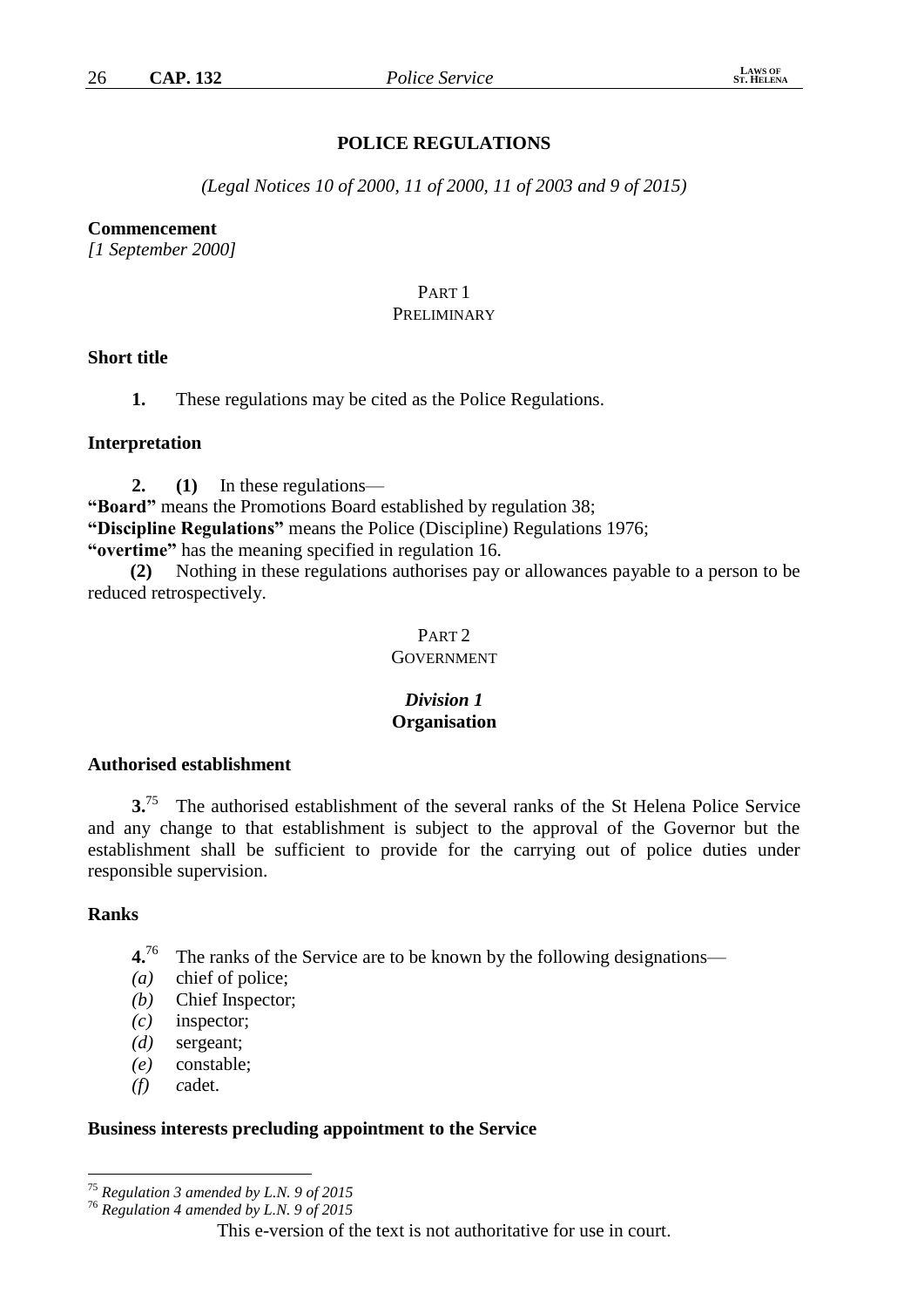# POLICE REGULATIONS

*(Legal Notices 10 of 2000, 11 of 2000, 11 of 2003 and 9 of 2015)*

**Commencement**
*[1 September 2000]*

## PART 1
## PRELIMINARY

**Short title**

**1.** These regulations may be cited as the Police Regulations.

**Interpretation**

**2. (1)** In these regulations—
**"Board"** means the Promotions Board established by regulation 38;
**"Discipline Regulations"** means the Police (Discipline) Regulations 1976;
**"overtime"** has the meaning specified in regulation 16.

**(2)** Nothing in these regulations authorises pay or allowances payable to a person to be reduced retrospectively.

## PART 2
## GOVERNMENT

### *Division 1*
### Organisation

**Authorised establishment**

**3.**[75] The authorised establishment of the several ranks of the St Helena Police Service and any change to that establishment is subject to the approval of the Governor but the establishment shall be sufficient to provide for the carrying out of police duties under responsible supervision.

**Ranks**

**4.**[76] The ranks of the Service are to be known by the following designations—
*(a)* chief of police;
*(b)* Chief Inspector;
*(c)* inspector;
*(d)* sergeant;
*(e)* constable;
*(f)* cadet.

**Business interests precluding appointment to the Service**

---

[75] *Regulation 3 amended by L.N. 9 of 2015*
[76] *Regulation 4 amended by L.N. 9 of 2015*

This e-version of the text is not authoritative for use in court.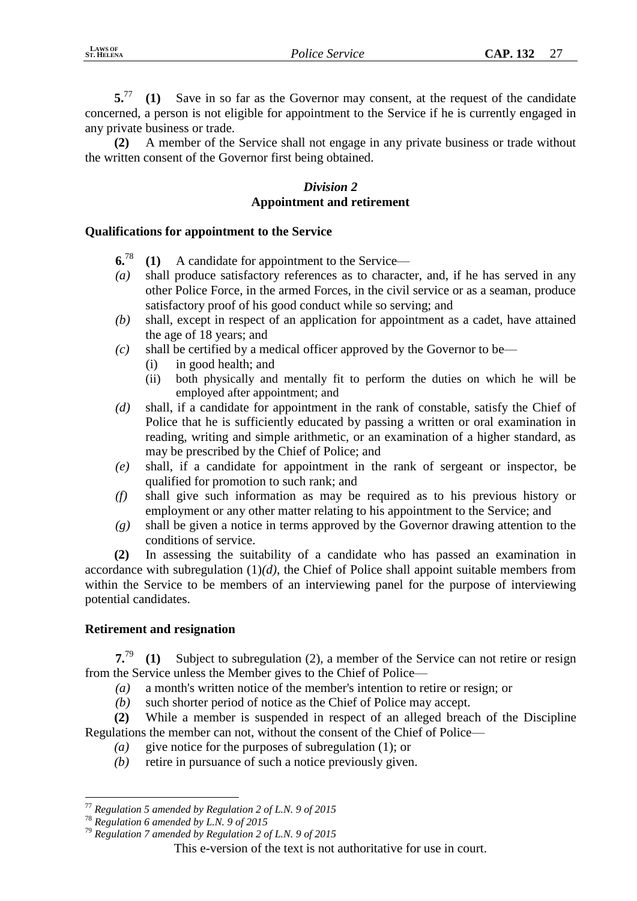**5.**[77] **(1)** Save in so far as the Governor may consent, at the request of the candidate concerned, a person is not eligible for appointment to the Service if he is currently engaged in any private business or trade.

**(2)** A member of the Service shall not engage in any private business or trade without the written consent of the Governor first being obtained.

### *Division 2*
### Appointment and retirement

#### Qualifications for appointment to the Service

**6.**[78] **(1)** A candidate for appointment to the Service—

*(a)* shall produce satisfactory references as to character, and, if he has served in any other Police Force, in the armed Forces, in the civil service or as a seaman, produce satisfactory proof of his good conduct while so serving; and

*(b)* shall, except in respect of an application for appointment as a cadet, have attained the age of 18 years; and

*(c)* shall be certified by a medical officer approved by the Governor to be—

- (i) in good health; and
- (ii) both physically and mentally fit to perform the duties on which he will be employed after appointment; and

*(d)* shall, if a candidate for appointment in the rank of constable, satisfy the Chief of Police that he is sufficiently educated by passing a written or oral examination in reading, writing and simple arithmetic, or an examination of a higher standard, as may be prescribed by the Chief of Police; and

*(e)* shall, if a candidate for appointment in the rank of sergeant or inspector, be qualified for promotion to such rank; and

*(f)* shall give such information as may be required as to his previous history or employment or any other matter relating to his appointment to the Service; and

*(g)* shall be given a notice in terms approved by the Governor drawing attention to the conditions of service.

**(2)** In assessing the suitability of a candidate who has passed an examination in accordance with subregulation (1)*(d)*, the Chief of Police shall appoint suitable members from within the Service to be members of an interviewing panel for the purpose of interviewing potential candidates.

#### Retirement and resignation

**7.**[79] **(1)** Subject to subregulation (2), a member of the Service can not retire or resign from the Service unless the Member gives to the Chief of Police—

*(a)* a month's written notice of the member's intention to retire or resign; or

*(b)* such shorter period of notice as the Chief of Police may accept.

**(2)** While a member is suspended in respect of an alleged breach of the Discipline Regulations the member can not, without the consent of the Chief of Police—

*(a)* give notice for the purposes of subregulation (1); or

*(b)* retire in pursuance of such a notice previously given.

---

[77] *Regulation 5 amended by Regulation 2 of L.N. 9 of 2015*

[78] *Regulation 6 amended by L.N. 9 of 2015*

[79] *Regulation 7 amended by Regulation 2 of L.N. 9 of 2015*

This e-version of the text is not authoritative for use in court.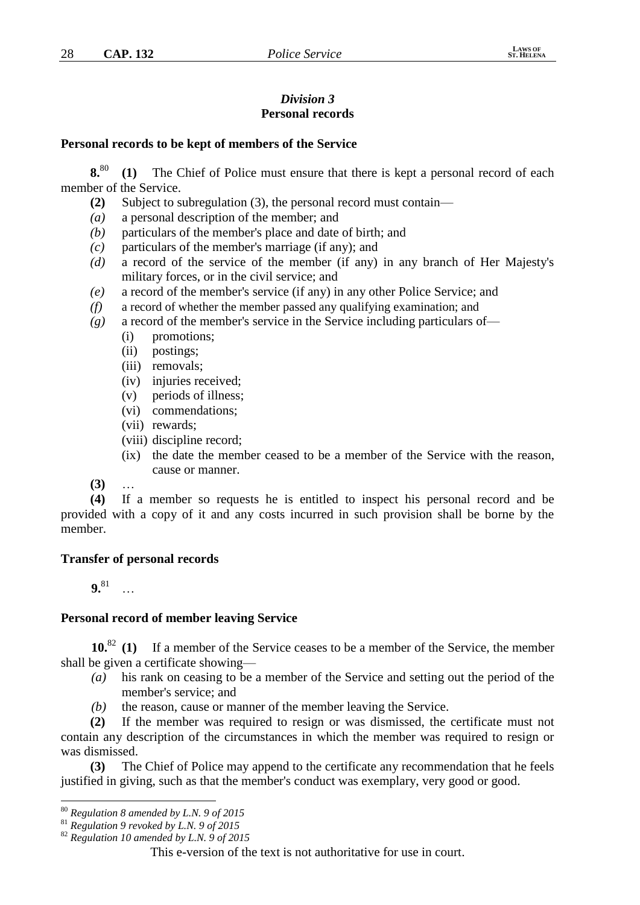## *Division 3*
## Personal records

### Personal records to be kept of members of the Service

**8.**[80] **(1)** The Chief of Police must ensure that there is kept a personal record of each member of the Service.

**(2)** Subject to subregulation (3), the personal record must contain—

*(a)* a personal description of the member; and

*(b)* particulars of the member's place and date of birth; and

*(c)* particulars of the member's marriage (if any); and

*(d)* a record of the service of the member (if any) in any branch of Her Majesty's military forces, or in the civil service; and

*(e)* a record of the member's service (if any) in any other Police Service; and

*(f)* a record of whether the member passed any qualifying examination; and

*(g)* a record of the member's service in the Service including particulars of—

- (i) promotions;
- (ii) postings;
- (iii) removals;
- (iv) injuries received;
- (v) periods of illness;
- (vi) commendations;
- (vii) rewards;
- (viii) discipline record;
- (ix) the date the member ceased to be a member of the Service with the reason, cause or manner.

**(3)** …

**(4)** If a member so requests he is entitled to inspect his personal record and be provided with a copy of it and any costs incurred in such provision shall be borne by the member.

### Transfer of personal records

**9.**[81] …

### Personal record of member leaving Service

**10.**[82] **(1)** If a member of the Service ceases to be a member of the Service, the member shall be given a certificate showing—

*(a)* his rank on ceasing to be a member of the Service and setting out the period of the member's service; and

*(b)* the reason, cause or manner of the member leaving the Service.

**(2)** If the member was required to resign or was dismissed, the certificate must not contain any description of the circumstances in which the member was required to resign or was dismissed.

**(3)** The Chief of Police may append to the certificate any recommendation that he feels justified in giving, such as that the member's conduct was exemplary, very good or good.

---

[80] *Regulation 8 amended by L.N. 9 of 2015*

[81] *Regulation 9 revoked by L.N. 9 of 2015*

[82] *Regulation 10 amended by L.N. 9 of 2015*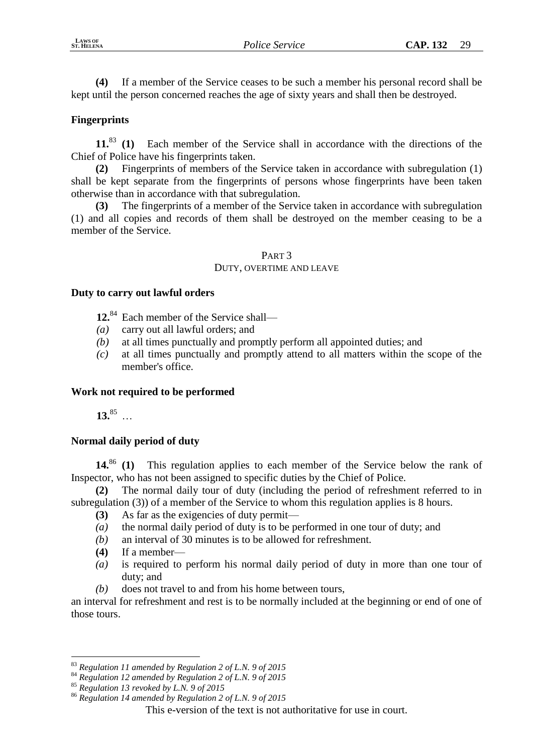**(4)** If a member of the Service ceases to be such a member his personal record shall be kept until the person concerned reaches the age of sixty years and shall then be destroyed.

**Fingerprints**

**11.**[83] **(1)** Each member of the Service shall in accordance with the directions of the Chief of Police have his fingerprints taken.

**(2)** Fingerprints of members of the Service taken in accordance with subregulation (1) shall be kept separate from the fingerprints of persons whose fingerprints have been taken otherwise than in accordance with that subregulation.

**(3)** The fingerprints of a member of the Service taken in accordance with subregulation (1) and all copies and records of them shall be destroyed on the member ceasing to be a member of the Service.

PART 3

DUTY, OVERTIME AND LEAVE

**Duty to carry out lawful orders**

**12.**[84] Each member of the Service shall—

*(a)* carry out all lawful orders; and

*(b)* at all times punctually and promptly perform all appointed duties; and

*(c)* at all times punctually and promptly attend to all matters within the scope of the member's office.

**Work not required to be performed**

**13.**[85] …

**Normal daily period of duty**

**14.**[86] **(1)** This regulation applies to each member of the Service below the rank of Inspector, who has not been assigned to specific duties by the Chief of Police.

**(2)** The normal daily tour of duty (including the period of refreshment referred to in subregulation (3)) of a member of the Service to whom this regulation applies is 8 hours.

**(3)** As far as the exigencies of duty permit—

*(a)* the normal daily period of duty is to be performed in one tour of duty; and

*(b)* an interval of 30 minutes is to be allowed for refreshment.

**(4)** If a member—

*(a)* is required to perform his normal daily period of duty in more than one tour of duty; and

*(b)* does not travel to and from his home between tours,

an interval for refreshment and rest is to be normally included at the beginning or end of one of those tours.

---

[83] *Regulation 11 amended by Regulation 2 of L.N. 9 of 2015*

[84] *Regulation 12 amended by Regulation 2 of L.N. 9 of 2015*

[85] *Regulation 13 revoked by L.N. 9 of 2015*

[86] *Regulation 14 amended by Regulation 2 of L.N. 9 of 2015*

This e-version of the text is not authoritative for use in court.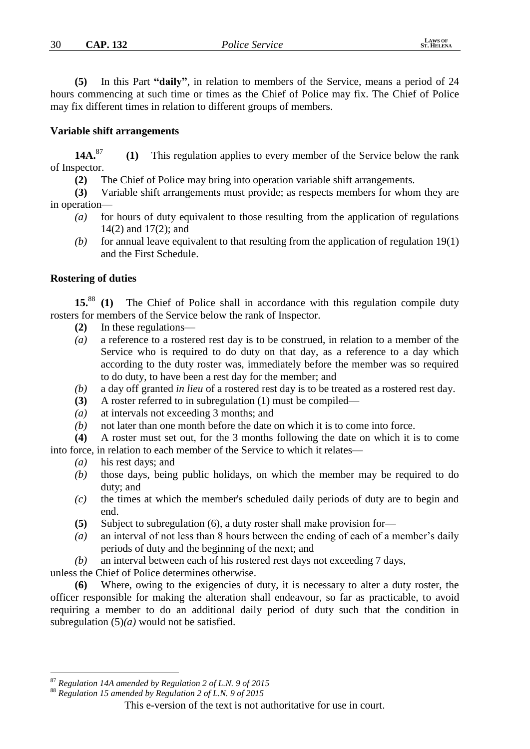**(5)** In this Part **"daily"**, in relation to members of the Service, means a period of 24 hours commencing at such time or times as the Chief of Police may fix. The Chief of Police may fix different times in relation to different groups of members.

**Variable shift arrangements**

**14A.**[87] **(1)** This regulation applies to every member of the Service below the rank of Inspector.

**(2)** The Chief of Police may bring into operation variable shift arrangements.

**(3)** Variable shift arrangements must provide; as respects members for whom they are in operation—

*(a)* for hours of duty equivalent to those resulting from the application of regulations 14(2) and 17(2); and

*(b)* for annual leave equivalent to that resulting from the application of regulation 19(1) and the First Schedule.

**Rostering of duties**

**15.**[88] **(1)** The Chief of Police shall in accordance with this regulation compile duty rosters for members of the Service below the rank of Inspector.

**(2)** In these regulations—

*(a)* a reference to a rostered rest day is to be construed, in relation to a member of the Service who is required to do duty on that day, as a reference to a day which according to the duty roster was, immediately before the member was so required to do duty, to have been a rest day for the member; and

*(b)* a day off granted *in lieu* of a rostered rest day is to be treated as a rostered rest day.

**(3)** A roster referred to in subregulation (1) must be compiled—

*(a)* at intervals not exceeding 3 months; and

*(b)* not later than one month before the date on which it is to come into force.

**(4)** A roster must set out, for the 3 months following the date on which it is to come into force, in relation to each member of the Service to which it relates—

*(a)* his rest days; and

*(b)* those days, being public holidays, on which the member may be required to do duty; and

*(c)* the times at which the member's scheduled daily periods of duty are to begin and end.

**(5)** Subject to subregulation (6), a duty roster shall make provision for—

*(a)* an interval of not less than 8 hours between the ending of each of a member's daily periods of duty and the beginning of the next; and

*(b)* an interval between each of his rostered rest days not exceeding 7 days,

unless the Chief of Police determines otherwise.

**(6)** Where, owing to the exigencies of duty, it is necessary to alter a duty roster, the officer responsible for making the alteration shall endeavour, so far as practicable, to avoid requiring a member to do an additional daily period of duty such that the condition in subregulation (5)*(a)* would not be satisfied.

---

[87] *Regulation 14A amended by Regulation 2 of L.N. 9 of 2015*

[88] *Regulation 15 amended by Regulation 2 of L.N. 9 of 2015*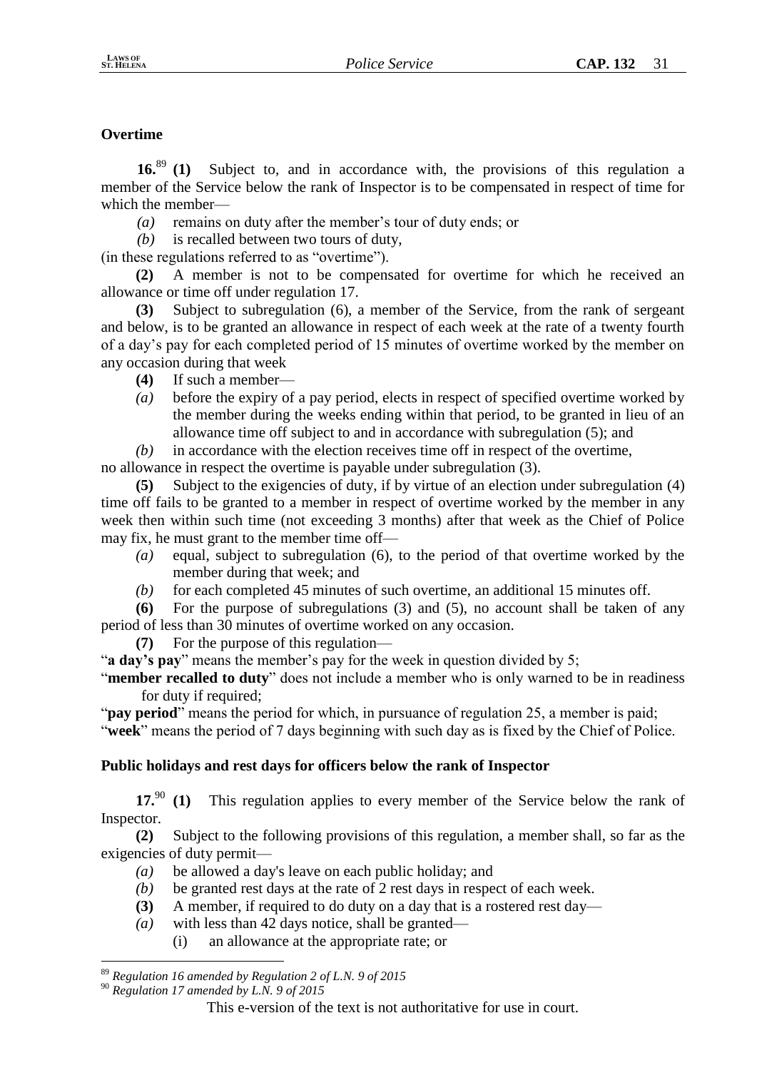### Overtime

**16.**[89] **(1)** Subject to, and in accordance with, the provisions of this regulation a member of the Service below the rank of Inspector is to be compensated in respect of time for which the member—

*(a)* remains on duty after the member's tour of duty ends; or

*(b)* is recalled between two tours of duty,

(in these regulations referred to as "overtime").

**(2)** A member is not to be compensated for overtime for which he received an allowance or time off under regulation 17.

**(3)** Subject to subregulation (6), a member of the Service, from the rank of sergeant and below, is to be granted an allowance in respect of each week at the rate of a twenty fourth of a day's pay for each completed period of 15 minutes of overtime worked by the member on any occasion during that week

**(4)** If such a member—

*(a)* before the expiry of a pay period, elects in respect of specified overtime worked by the member during the weeks ending within that period, to be granted in lieu of an allowance time off subject to and in accordance with subregulation (5); and

*(b)* in accordance with the election receives time off in respect of the overtime,

no allowance in respect the overtime is payable under subregulation (3).

**(5)** Subject to the exigencies of duty, if by virtue of an election under subregulation (4) time off fails to be granted to a member in respect of overtime worked by the member in any week then within such time (not exceeding 3 months) after that week as the Chief of Police may fix, he must grant to the member time off—

*(a)* equal, subject to subregulation (6), to the period of that overtime worked by the member during that week; and

*(b)* for each completed 45 minutes of such overtime, an additional 15 minutes off.

**(6)** For the purpose of subregulations (3) and (5), no account shall be taken of any period of less than 30 minutes of overtime worked on any occasion.

**(7)** For the purpose of this regulation—

"**a day's pay**" means the member's pay for the week in question divided by 5;

"**member recalled to duty**" does not include a member who is only warned to be in readiness for duty if required;

"**pay period**" means the period for which, in pursuance of regulation 25, a member is paid;

"**week**" means the period of 7 days beginning with such day as is fixed by the Chief of Police.

### Public holidays and rest days for officers below the rank of Inspector

**17.**[90] **(1)** This regulation applies to every member of the Service below the rank of Inspector.

**(2)** Subject to the following provisions of this regulation, a member shall, so far as the exigencies of duty permit—

*(a)* be allowed a day's leave on each public holiday; and

*(b)* be granted rest days at the rate of 2 rest days in respect of each week.

**(3)** A member, if required to do duty on a day that is a rostered rest day—

*(a)* with less than 42 days notice, shall be granted—

(i) an allowance at the appropriate rate; or

---

[89] *Regulation 16 amended by Regulation 2 of L.N. 9 of 2015*

[90] *Regulation 17 amended by L.N. 9 of 2015*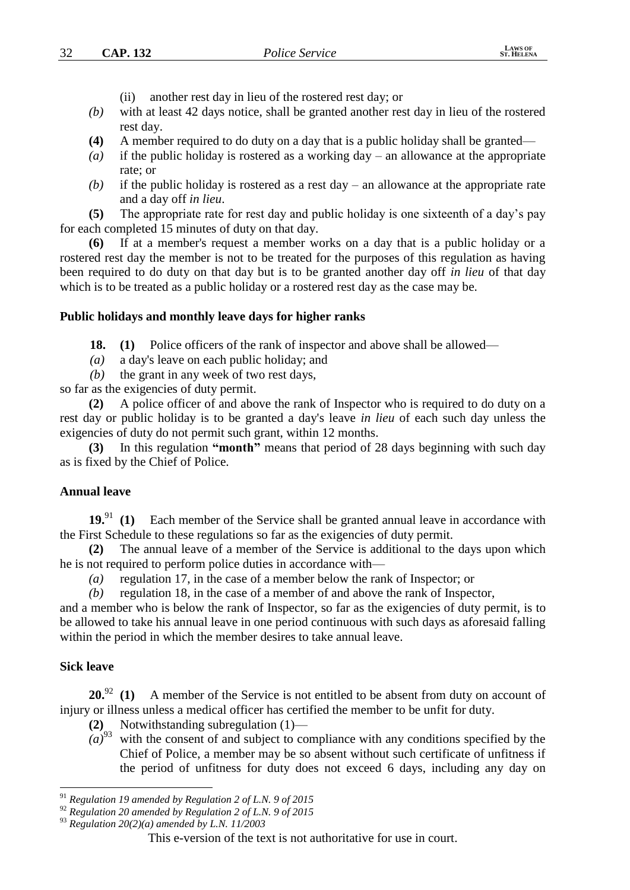(ii) another rest day in lieu of the rostered rest day; or

*(b)* with at least 42 days notice, shall be granted another rest day in lieu of the rostered rest day.

**(4)** A member required to do duty on a day that is a public holiday shall be granted—

*(a)* if the public holiday is rostered as a working day – an allowance at the appropriate rate; or

*(b)* if the public holiday is rostered as a rest day – an allowance at the appropriate rate and a day off *in lieu*.

**(5)** The appropriate rate for rest day and public holiday is one sixteenth of a day's pay for each completed 15 minutes of duty on that day.

**(6)** If at a member's request a member works on a day that is a public holiday or a rostered rest day the member is not to be treated for the purposes of this regulation as having been required to do duty on that day but is to be granted another day off *in lieu* of that day which is to be treated as a public holiday or a rostered rest day as the case may be.

**Public holidays and monthly leave days for higher ranks**

**18.** **(1)** Police officers of the rank of inspector and above shall be allowed—

*(a)* a day's leave on each public holiday; and

*(b)* the grant in any week of two rest days,

so far as the exigencies of duty permit.

**(2)** A police officer of and above the rank of Inspector who is required to do duty on a rest day or public holiday is to be granted a day's leave *in lieu* of each such day unless the exigencies of duty do not permit such grant, within 12 months.

**(3)** In this regulation **"month"** means that period of 28 days beginning with such day as is fixed by the Chief of Police.

**Annual leave**

**19.**[91] **(1)** Each member of the Service shall be granted annual leave in accordance with the First Schedule to these regulations so far as the exigencies of duty permit.

**(2)** The annual leave of a member of the Service is additional to the days upon which he is not required to perform police duties in accordance with—

*(a)* regulation 17, in the case of a member below the rank of Inspector; or

*(b)* regulation 18, in the case of a member of and above the rank of Inspector,

and a member who is below the rank of Inspector, so far as the exigencies of duty permit, is to be allowed to take his annual leave in one period continuous with such days as aforesaid falling within the period in which the member desires to take annual leave.

**Sick leave**

**20.**[92] **(1)** A member of the Service is not entitled to be absent from duty on account of injury or illness unless a medical officer has certified the member to be unfit for duty.

**(2)** Notwithstanding subregulation (1)—

*(a)*[93] with the consent of and subject to compliance with any conditions specified by the Chief of Police, a member may be so absent without such certificate of unfitness if the period of unfitness for duty does not exceed 6 days, including any day on

---

[91] *Regulation 19 amended by Regulation 2 of L.N. 9 of 2015*

[92] *Regulation 20 amended by Regulation 2 of L.N. 9 of 2015*

[93] *Regulation 20(2)(a) amended by L.N. 11/2003*

This e-version of the text is not authoritative for use in court.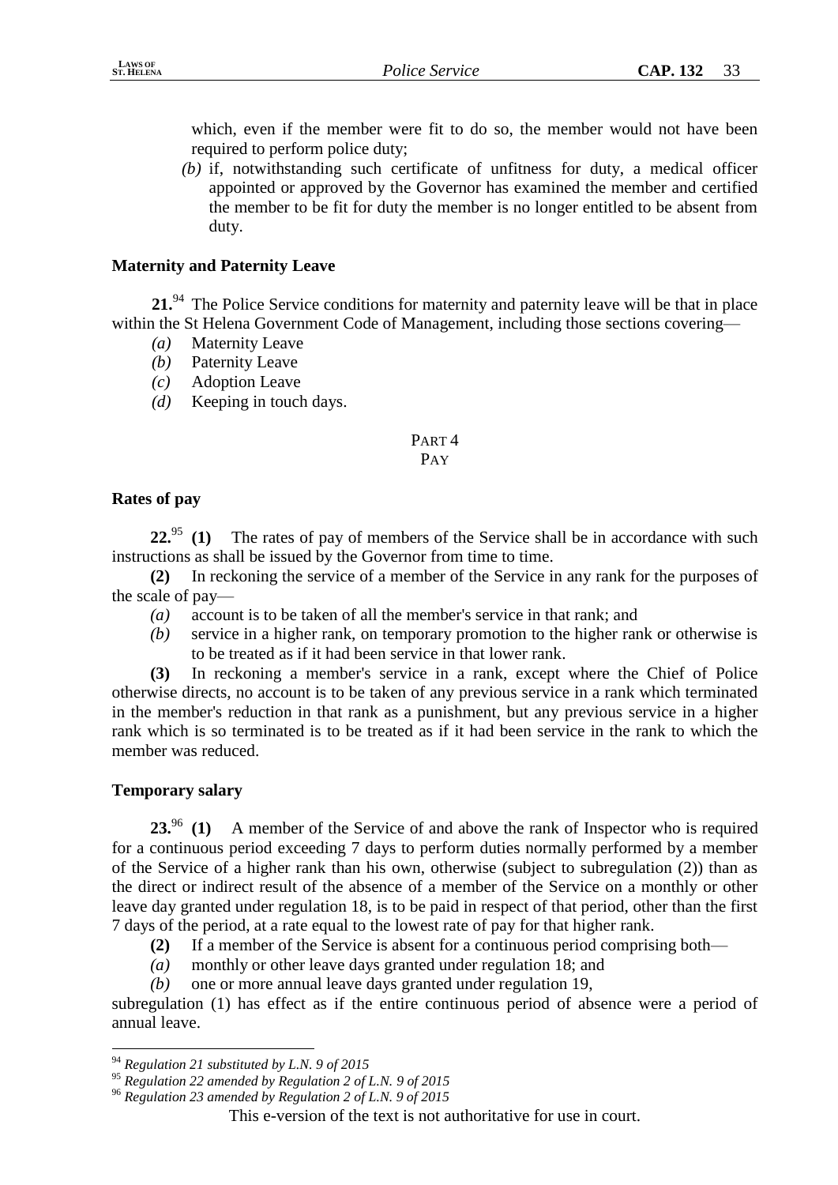which, even if the member were fit to do so, the member would not have been required to perform police duty;

*(b)* if, notwithstanding such certificate of unfitness for duty, a medical officer appointed or approved by the Governor has examined the member and certified the member to be fit for duty the member is no longer entitled to be absent from duty.

**Maternity and Paternity Leave**

**21.**[94] The Police Service conditions for maternity and paternity leave will be that in place within the St Helena Government Code of Management, including those sections covering—

*(a)* Maternity Leave

*(b)* Paternity Leave

*(c)* Adoption Leave

*(d)* Keeping in touch days.

## PART 4
## PAY

**Rates of pay**

**22.**[95] **(1)** The rates of pay of members of the Service shall be in accordance with such instructions as shall be issued by the Governor from time to time.

**(2)** In reckoning the service of a member of the Service in any rank for the purposes of the scale of pay—

*(a)* account is to be taken of all the member's service in that rank; and

*(b)* service in a higher rank, on temporary promotion to the higher rank or otherwise is to be treated as if it had been service in that lower rank.

**(3)** In reckoning a member's service in a rank, except where the Chief of Police otherwise directs, no account is to be taken of any previous service in a rank which terminated in the member's reduction in that rank as a punishment, but any previous service in a higher rank which is so terminated is to be treated as if it had been service in the rank to which the member was reduced.

**Temporary salary**

**23.**[96] **(1)** A member of the Service of and above the rank of Inspector who is required for a continuous period exceeding 7 days to perform duties normally performed by a member of the Service of a higher rank than his own, otherwise (subject to subregulation (2)) than as the direct or indirect result of the absence of a member of the Service on a monthly or other leave day granted under regulation 18, is to be paid in respect of that period, other than the first 7 days of the period, at a rate equal to the lowest rate of pay for that higher rank.

**(2)** If a member of the Service is absent for a continuous period comprising both—

*(a)* monthly or other leave days granted under regulation 18; and

*(b)* one or more annual leave days granted under regulation 19,

subregulation (1) has effect as if the entire continuous period of absence were a period of annual leave.

---

[94] *Regulation 21 substituted by L.N. 9 of 2015*

[95] *Regulation 22 amended by Regulation 2 of L.N. 9 of 2015*

[96] *Regulation 23 amended by Regulation 2 of L.N. 9 of 2015*

This e-version of the text is not authoritative for use in court.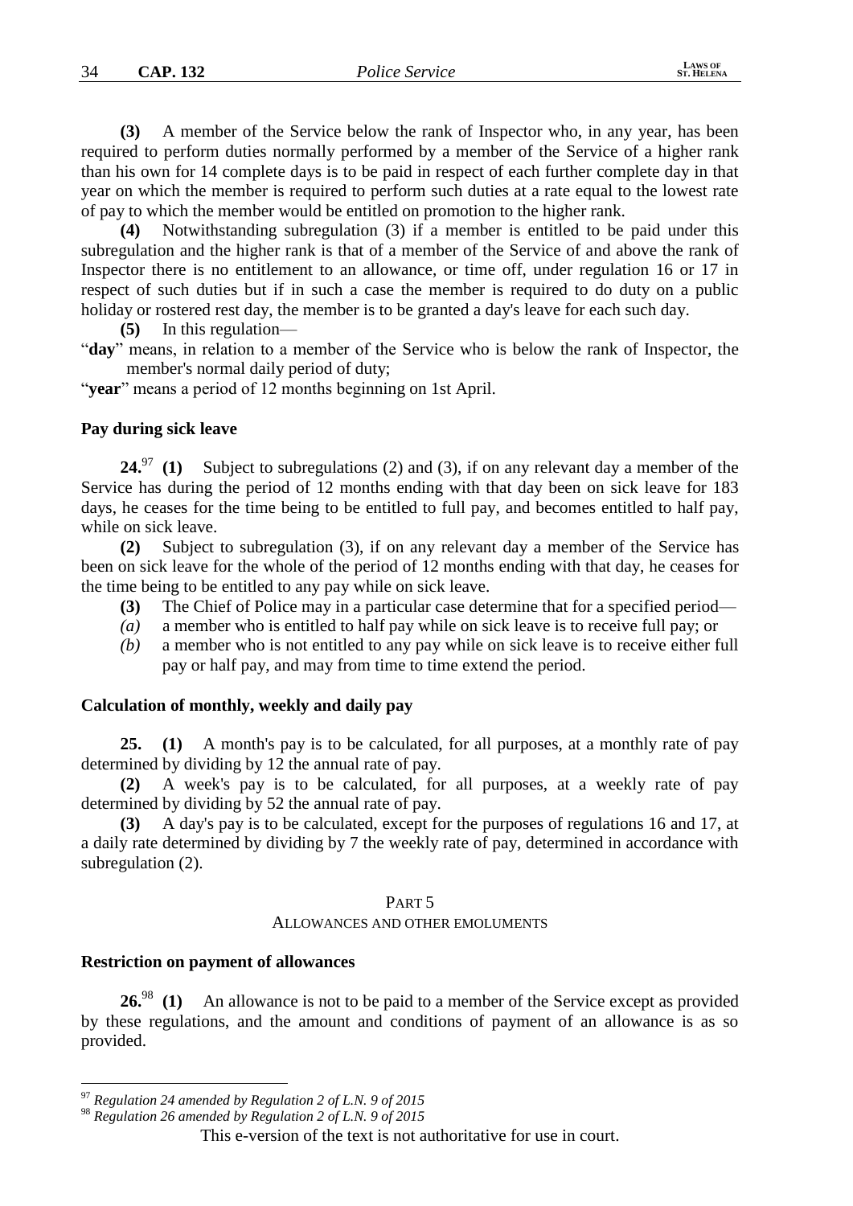**(3)** A member of the Service below the rank of Inspector who, in any year, has been required to perform duties normally performed by a member of the Service of a higher rank than his own for 14 complete days is to be paid in respect of each further complete day in that year on which the member is required to perform such duties at a rate equal to the lowest rate of pay to which the member would be entitled on promotion to the higher rank.

**(4)** Notwithstanding subregulation (3) if a member is entitled to be paid under this subregulation and the higher rank is that of a member of the Service of and above the rank of Inspector there is no entitlement to an allowance, or time off, under regulation 16 or 17 in respect of such duties but if in such a case the member is required to do duty on a public holiday or rostered rest day, the member is to be granted a day's leave for each such day.

**(5)** In this regulation—

"**day**" means, in relation to a member of the Service who is below the rank of Inspector, the member's normal daily period of duty;

"**year**" means a period of 12 months beginning on 1st April.

### Pay during sick leave

**24.**[97] **(1)** Subject to subregulations (2) and (3), if on any relevant day a member of the Service has during the period of 12 months ending with that day been on sick leave for 183 days, he ceases for the time being to be entitled to full pay, and becomes entitled to half pay, while on sick leave.

**(2)** Subject to subregulation (3), if on any relevant day a member of the Service has been on sick leave for the whole of the period of 12 months ending with that day, he ceases for the time being to be entitled to any pay while on sick leave.

**(3)** The Chief of Police may in a particular case determine that for a specified period—

*(a)* a member who is entitled to half pay while on sick leave is to receive full pay; or

*(b)* a member who is not entitled to any pay while on sick leave is to receive either full pay or half pay, and may from time to time extend the period.

### Calculation of monthly, weekly and daily pay

**25.** **(1)** A month's pay is to be calculated, for all purposes, at a monthly rate of pay determined by dividing by 12 the annual rate of pay.

**(2)** A week's pay is to be calculated, for all purposes, at a weekly rate of pay determined by dividing by 52 the annual rate of pay.

**(3)** A day's pay is to be calculated, except for the purposes of regulations 16 and 17, at a daily rate determined by dividing by 7 the weekly rate of pay, determined in accordance with subregulation (2).

## PART 5

## ALLOWANCES AND OTHER EMOLUMENTS

### Restriction on payment of allowances

**26.**[98] **(1)** An allowance is not to be paid to a member of the Service except as provided by these regulations, and the amount and conditions of payment of an allowance is as so provided.

---

[97] *Regulation 24 amended by Regulation 2 of L.N. 9 of 2015*

[98] *Regulation 26 amended by Regulation 2 of L.N. 9 of 2015*

This e-version of the text is not authoritative for use in court.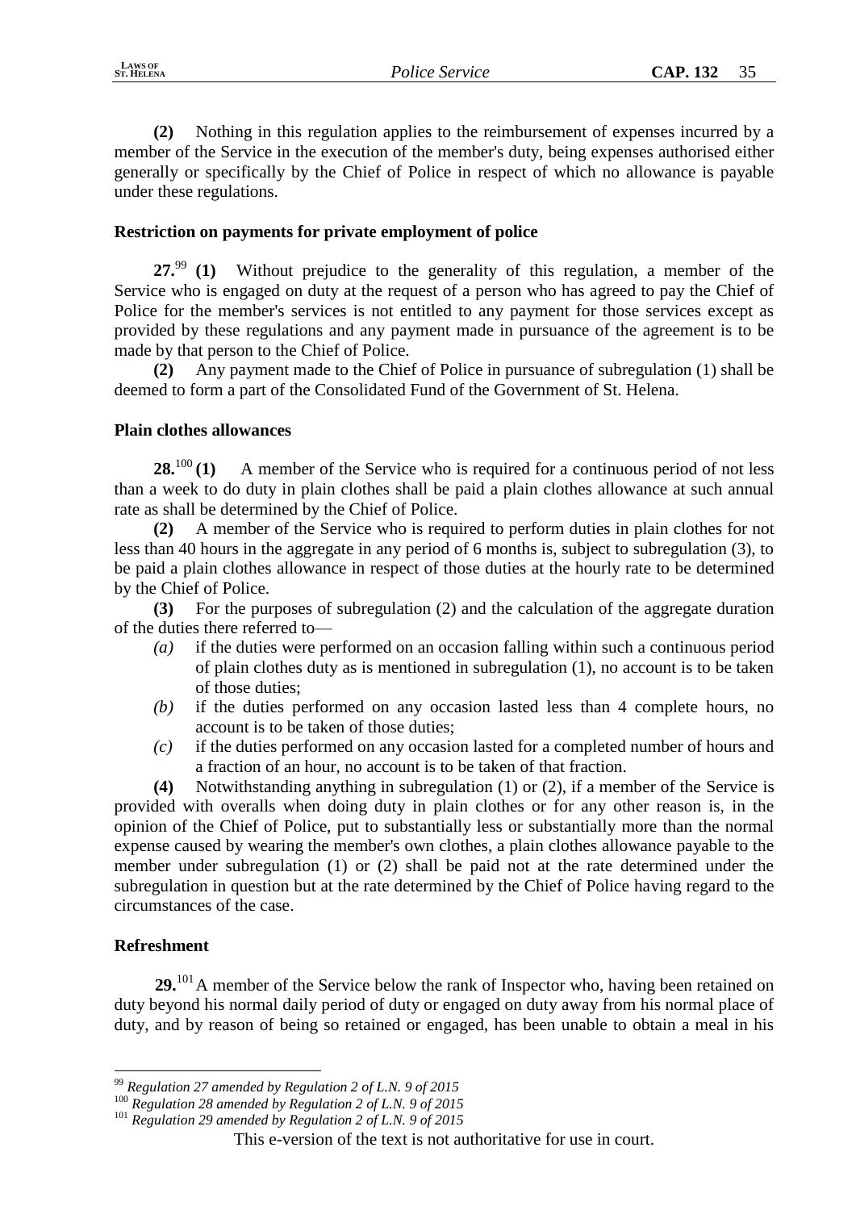**(2)** Nothing in this regulation applies to the reimbursement of expenses incurred by a member of the Service in the execution of the member's duty, being expenses authorised either generally or specifically by the Chief of Police in respect of which no allowance is payable under these regulations.

### Restriction on payments for private employment of police

**27.**[99] **(1)** Without prejudice to the generality of this regulation, a member of the Service who is engaged on duty at the request of a person who has agreed to pay the Chief of Police for the member's services is not entitled to any payment for those services except as provided by these regulations and any payment made in pursuance of the agreement is to be made by that person to the Chief of Police.

**(2)** Any payment made to the Chief of Police in pursuance of subregulation (1) shall be deemed to form a part of the Consolidated Fund of the Government of St. Helena.

### Plain clothes allowances

**28.**[100] **(1)** A member of the Service who is required for a continuous period of not less than a week to do duty in plain clothes shall be paid a plain clothes allowance at such annual rate as shall be determined by the Chief of Police.

**(2)** A member of the Service who is required to perform duties in plain clothes for not less than 40 hours in the aggregate in any period of 6 months is, subject to subregulation (3), to be paid a plain clothes allowance in respect of those duties at the hourly rate to be determined by the Chief of Police.

**(3)** For the purposes of subregulation (2) and the calculation of the aggregate duration of the duties there referred to—

*(a)* if the duties were performed on an occasion falling within such a continuous period of plain clothes duty as is mentioned in subregulation (1), no account is to be taken of those duties;

*(b)* if the duties performed on any occasion lasted less than 4 complete hours, no account is to be taken of those duties;

*(c)* if the duties performed on any occasion lasted for a completed number of hours and a fraction of an hour, no account is to be taken of that fraction.

**(4)** Notwithstanding anything in subregulation (1) or (2), if a member of the Service is provided with overalls when doing duty in plain clothes or for any other reason is, in the opinion of the Chief of Police, put to substantially less or substantially more than the normal expense caused by wearing the member's own clothes, a plain clothes allowance payable to the member under subregulation (1) or (2) shall be paid not at the rate determined under the subregulation in question but at the rate determined by the Chief of Police having regard to the circumstances of the case.

### Refreshment

**29.**[101] A member of the Service below the rank of Inspector who, having been retained on duty beyond his normal daily period of duty or engaged on duty away from his normal place of duty, and by reason of being so retained or engaged, has been unable to obtain a meal in his

---

[99] *Regulation 27 amended by Regulation 2 of L.N. 9 of 2015*

[100] *Regulation 28 amended by Regulation 2 of L.N. 9 of 2015*

[101] *Regulation 29 amended by Regulation 2 of L.N. 9 of 2015*

This e-version of the text is not authoritative for use in court.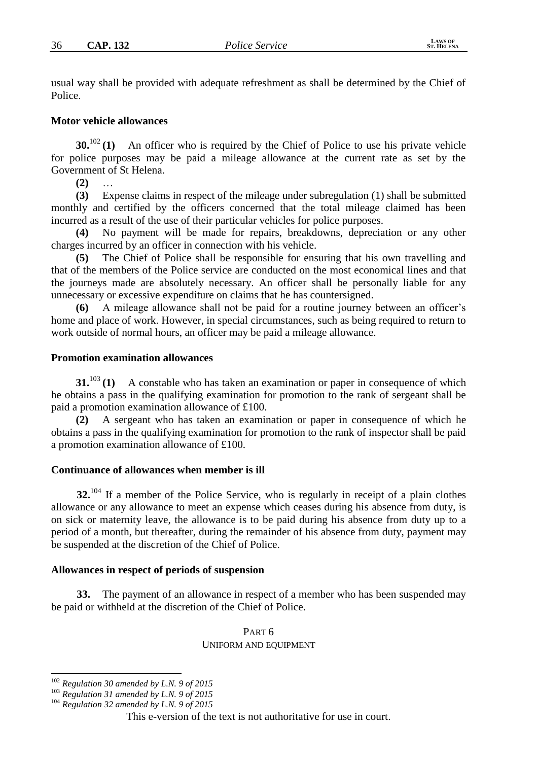usual way shall be provided with adequate refreshment as shall be determined by the Chief of Police.

**Motor vehicle allowances**

**30.**[102] **(1)** An officer who is required by the Chief of Police to use his private vehicle for police purposes may be paid a mileage allowance at the current rate as set by the Government of St Helena.

**(2)** …

**(3)** Expense claims in respect of the mileage under subregulation (1) shall be submitted monthly and certified by the officers concerned that the total mileage claimed has been incurred as a result of the use of their particular vehicles for police purposes.

**(4)** No payment will be made for repairs, breakdowns, depreciation or any other charges incurred by an officer in connection with his vehicle.

**(5)** The Chief of Police shall be responsible for ensuring that his own travelling and that of the members of the Police service are conducted on the most economical lines and that the journeys made are absolutely necessary. An officer shall be personally liable for any unnecessary or excessive expenditure on claims that he has countersigned.

**(6)** A mileage allowance shall not be paid for a routine journey between an officer's home and place of work. However, in special circumstances, such as being required to return to work outside of normal hours, an officer may be paid a mileage allowance.

**Promotion examination allowances**

**31.**[103] **(1)** A constable who has taken an examination or paper in consequence of which he obtains a pass in the qualifying examination for promotion to the rank of sergeant shall be paid a promotion examination allowance of £100.

**(2)** A sergeant who has taken an examination or paper in consequence of which he obtains a pass in the qualifying examination for promotion to the rank of inspector shall be paid a promotion examination allowance of £100.

**Continuance of allowances when member is ill**

**32.**[104] If a member of the Police Service, who is regularly in receipt of a plain clothes allowance or any allowance to meet an expense which ceases during his absence from duty, is on sick or maternity leave, the allowance is to be paid during his absence from duty up to a period of a month, but thereafter, during the remainder of his absence from duty, payment may be suspended at the discretion of the Chief of Police.

**Allowances in respect of periods of suspension**

**33.** The payment of an allowance in respect of a member who has been suspended may be paid or withheld at the discretion of the Chief of Police.

## PART 6
## UNIFORM AND EQUIPMENT

---

[102] *Regulation 30 amended by L.N. 9 of 2015*

[103] *Regulation 31 amended by L.N. 9 of 2015*

[104] *Regulation 32 amended by L.N. 9 of 2015*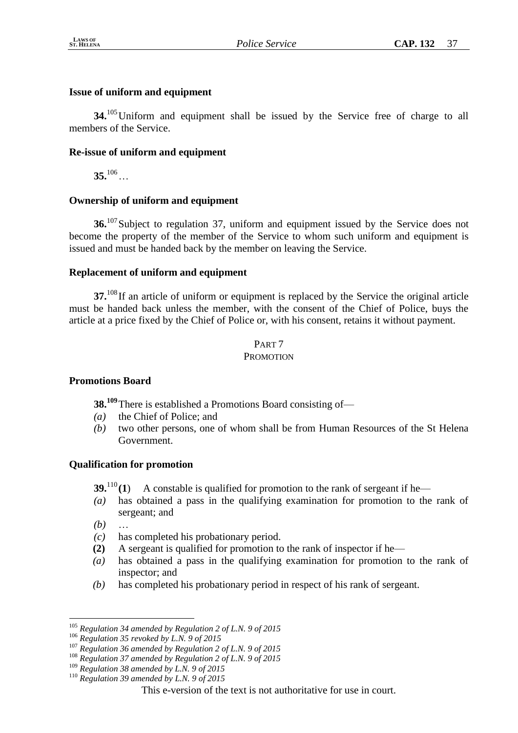### Issue of uniform and equipment

**34.**[105] Uniform and equipment shall be issued by the Service free of charge to all members of the Service.

### Re-issue of uniform and equipment

**35.**[106] …

### Ownership of uniform and equipment

**36.**[107] Subject to regulation 37, uniform and equipment issued by the Service does not become the property of the member of the Service to whom such uniform and equipment is issued and must be handed back by the member on leaving the Service.

### Replacement of uniform and equipment

**37.**[108] If an article of uniform or equipment is replaced by the Service the original article must be handed back unless the member, with the consent of the Chief of Police, buys the article at a price fixed by the Chief of Police or, with his consent, retains it without payment.

## PART 7
## PROMOTION

### Promotions Board

**38.**[109] There is established a Promotions Board consisting of—

*(a)* the Chief of Police; and

*(b)* two other persons, one of whom shall be from Human Resources of the St Helena Government.

### Qualification for promotion

**39.**[110] **(1)** A constable is qualified for promotion to the rank of sergeant if he—

*(a)* has obtained a pass in the qualifying examination for promotion to the rank of sergeant; and

*(b)* …

*(c)* has completed his probationary period.

**(2)** A sergeant is qualified for promotion to the rank of inspector if he—

*(a)* has obtained a pass in the qualifying examination for promotion to the rank of inspector; and

*(b)* has completed his probationary period in respect of his rank of sergeant.

---

[105] *Regulation 34 amended by Regulation 2 of L.N. 9 of 2015*

[106] *Regulation 35 revoked by L.N. 9 of 2015*

[107] *Regulation 36 amended by Regulation 2 of L.N. 9 of 2015*

[108] *Regulation 37 amended by Regulation 2 of L.N. 9 of 2015*

[109] *Regulation 38 amended by L.N. 9 of 2015*

[110] *Regulation 39 amended by L.N. 9 of 2015*

This e-version of the text is not authoritative for use in court.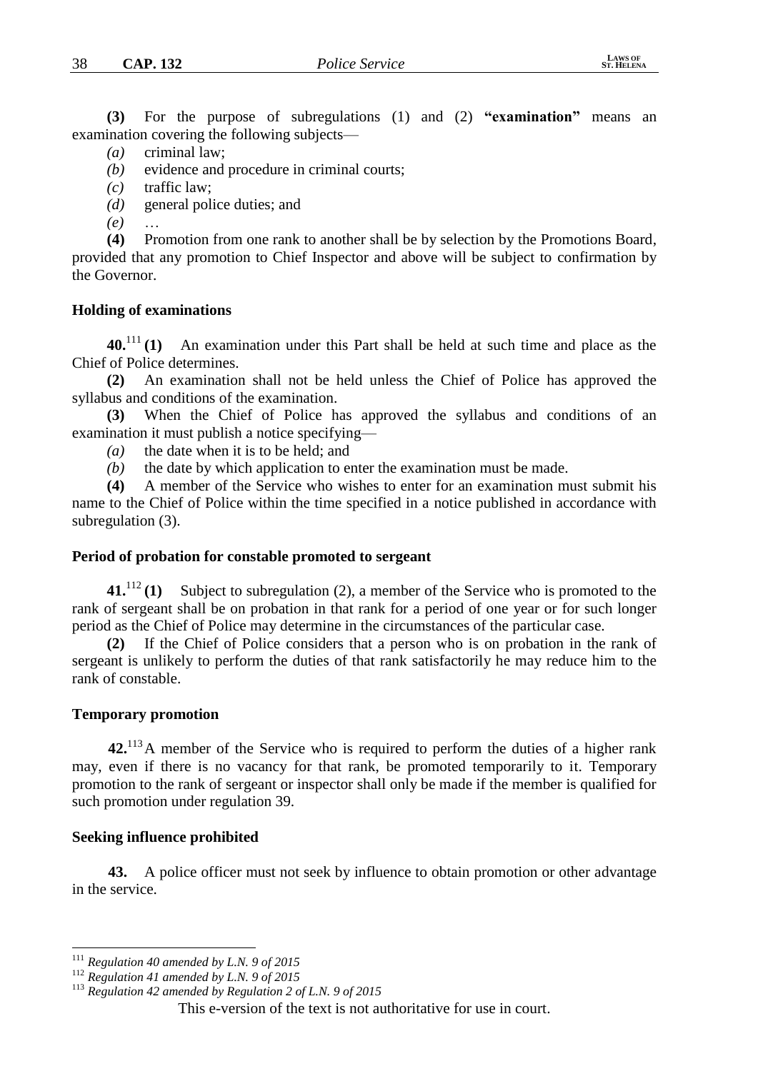**(3)** For the purpose of subregulations (1) and (2) **"examination"** means an examination covering the following subjects—

*(a)* criminal law;

*(b)* evidence and procedure in criminal courts;

*(c)* traffic law;

*(d)* general police duties; and

*(e)* …

**(4)** Promotion from one rank to another shall be by selection by the Promotions Board, provided that any promotion to Chief Inspector and above will be subject to confirmation by the Governor.

### Holding of examinations

**40.**[111] **(1)** An examination under this Part shall be held at such time and place as the Chief of Police determines.

**(2)** An examination shall not be held unless the Chief of Police has approved the syllabus and conditions of the examination.

**(3)** When the Chief of Police has approved the syllabus and conditions of an examination it must publish a notice specifying—

*(a)* the date when it is to be held; and

*(b)* the date by which application to enter the examination must be made.

**(4)** A member of the Service who wishes to enter for an examination must submit his name to the Chief of Police within the time specified in a notice published in accordance with subregulation (3).

### Period of probation for constable promoted to sergeant

**41.**[112] **(1)** Subject to subregulation (2), a member of the Service who is promoted to the rank of sergeant shall be on probation in that rank for a period of one year or for such longer period as the Chief of Police may determine in the circumstances of the particular case.

**(2)** If the Chief of Police considers that a person who is on probation in the rank of sergeant is unlikely to perform the duties of that rank satisfactorily he may reduce him to the rank of constable.

### Temporary promotion

**42.**[113] A member of the Service who is required to perform the duties of a higher rank may, even if there is no vacancy for that rank, be promoted temporarily to it. Temporary promotion to the rank of sergeant or inspector shall only be made if the member is qualified for such promotion under regulation 39.

### Seeking influence prohibited

**43.** A police officer must not seek by influence to obtain promotion or other advantage in the service.

---

[111] *Regulation 40 amended by L.N. 9 of 2015*

[112] *Regulation 41 amended by L.N. 9 of 2015*

[113] *Regulation 42 amended by Regulation 2 of L.N. 9 of 2015*

This e-version of the text is not authoritative for use in court.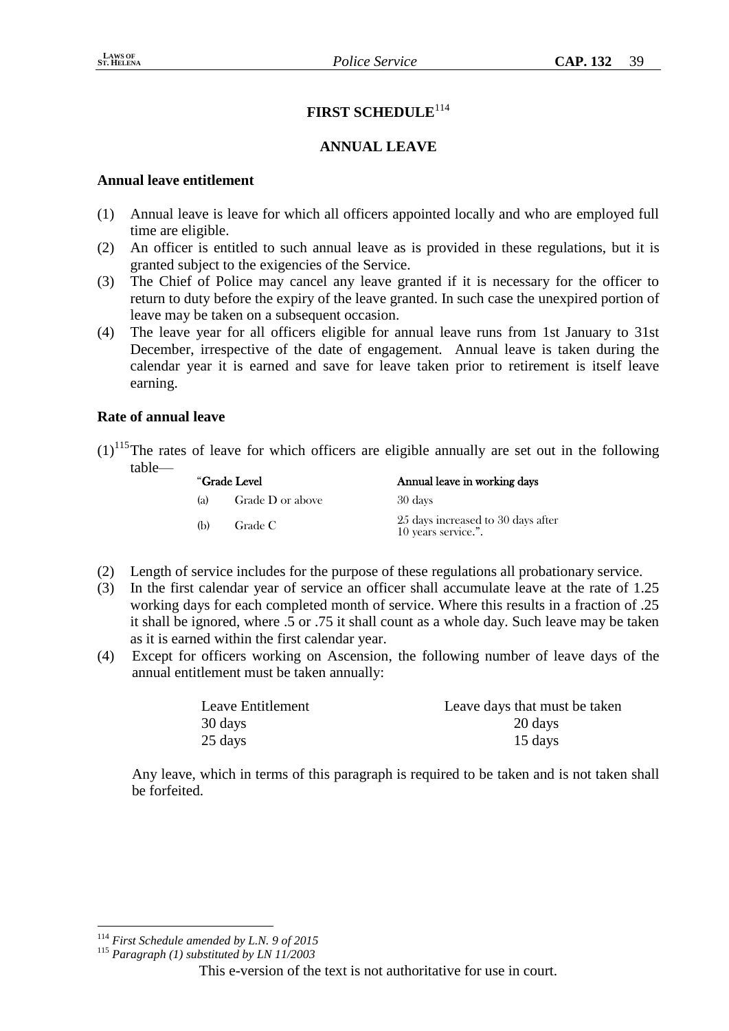# FIRST SCHEDULE[114]

## ANNUAL LEAVE

### Annual leave entitlement

(1) Annual leave is leave for which all officers appointed locally and who are employed full time are eligible.

(2) An officer is entitled to such annual leave as is provided in these regulations, but it is granted subject to the exigencies of the Service.

(3) The Chief of Police may cancel any leave granted if it is necessary for the officer to return to duty before the expiry of the leave granted. In such case the unexpired portion of leave may be taken on a subsequent occasion.

(4) The leave year for all officers eligible for annual leave runs from 1st January to 31st December, irrespective of the date of engagement. Annual leave is taken during the calendar year it is earned and save for leave taken prior to retirement is itself leave earning.

### Rate of annual leave

(1)[115] The rates of leave for which officers are eligible annually are set out in the following table—

| | "Grade Level | Annual leave in working days |
|---|---|---|
| (a) | Grade D or above | 30 days |
| (b) | Grade C | 25 days increased to 30 days after 10 years service.". |

(2) Length of service includes for the purpose of these regulations all probationary service.

(3) In the first calendar year of service an officer shall accumulate leave at the rate of 1.25 working days for each completed month of service. Where this results in a fraction of .25 it shall be ignored, where .5 or .75 it shall count as a whole day. Such leave may be taken as it is earned within the first calendar year.

(4) Except for officers working on Ascension, the following number of leave days of the annual entitlement must be taken annually:

| Leave Entitlement | Leave days that must be taken |
|---|---|
| 30 days | 20 days |
| 25 days | 15 days |

Any leave, which in terms of this paragraph is required to be taken and is not taken shall be forfeited.

---

[114] *First Schedule amended by L.N. 9 of 2015*

[115] *Paragraph (1) substituted by LN 11/2003*

This e-version of the text is not authoritative for use in court.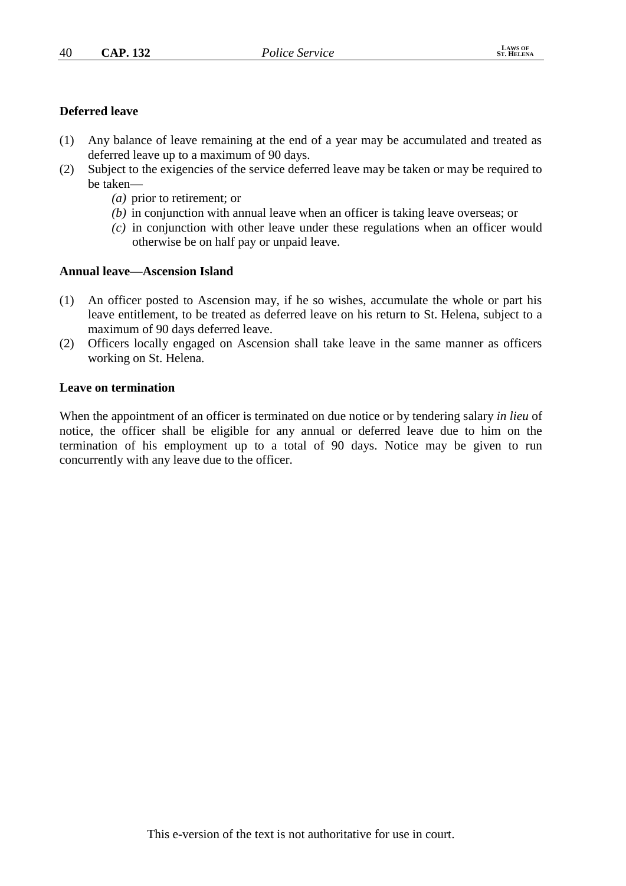**Deferred leave**

(1) Any balance of leave remaining at the end of a year may be accumulated and treated as deferred leave up to a maximum of 90 days.

(2) Subject to the exigencies of the service deferred leave may be taken or may be required to be taken—

*(a)* prior to retirement; or

*(b)* in conjunction with annual leave when an officer is taking leave overseas; or

*(c)* in conjunction with other leave under these regulations when an officer would otherwise be on half pay or unpaid leave.

**Annual leave—Ascension Island**

(1) An officer posted to Ascension may, if he so wishes, accumulate the whole or part his leave entitlement, to be treated as deferred leave on his return to St. Helena, subject to a maximum of 90 days deferred leave.

(2) Officers locally engaged on Ascension shall take leave in the same manner as officers working on St. Helena.

**Leave on termination**

When the appointment of an officer is terminated on due notice or by tendering salary *in lieu* of notice, the officer shall be eligible for any annual or deferred leave due to him on the termination of his employment up to a total of 90 days. Notice may be given to run concurrently with any leave due to the officer.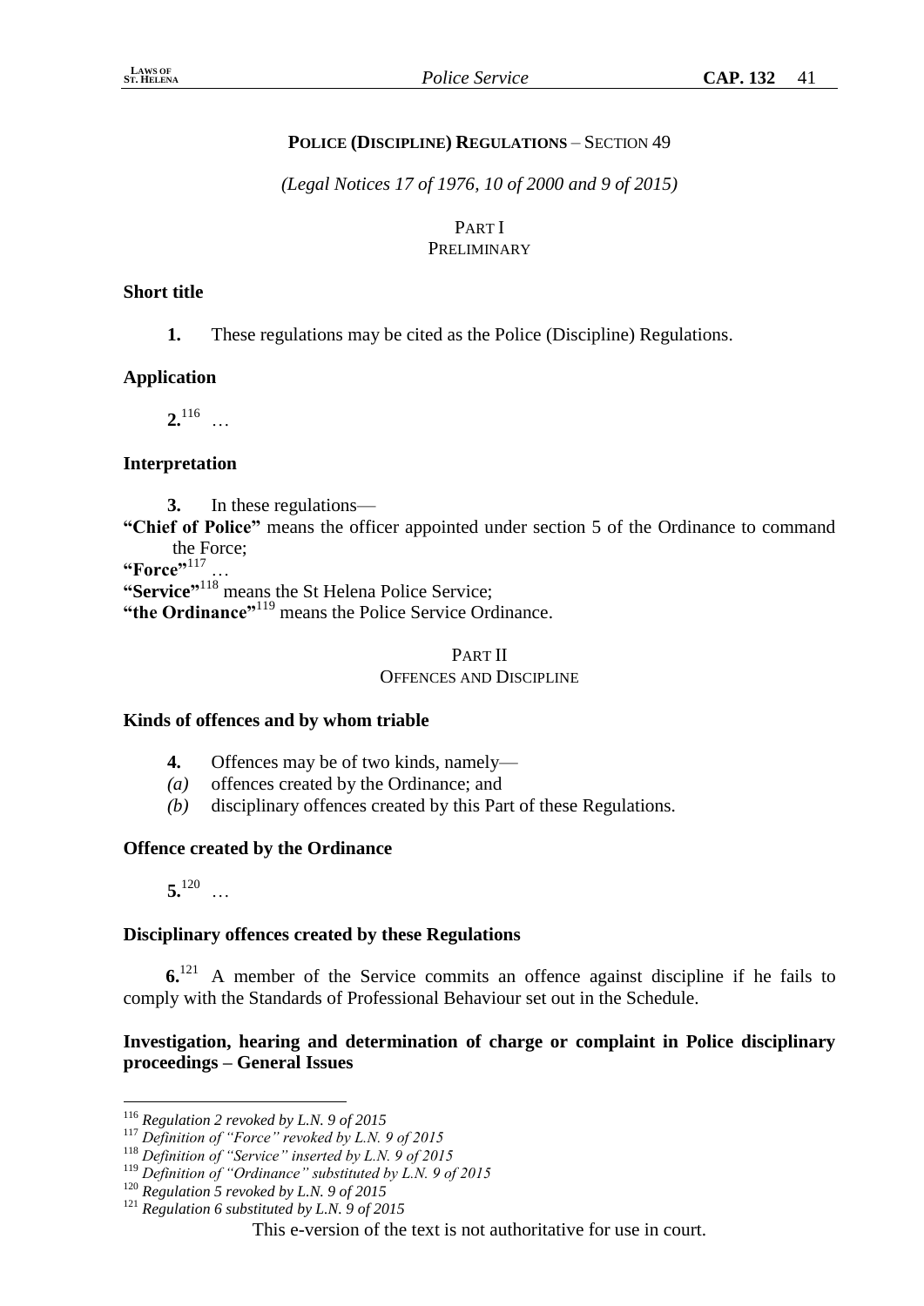## POLICE (DISCIPLINE) REGULATIONS – SECTION 49

*(Legal Notices 17 of 1976, 10 of 2000 and 9 of 2015)*

### PART I
### PRELIMINARY

**Short title**

**1.** These regulations may be cited as the Police (Discipline) Regulations.

**Application**

**2.**[116] …

**Interpretation**

**3.** In these regulations—

**"Chief of Police"** means the officer appointed under section 5 of the Ordinance to command the Force;

**"Force"**[117] …

**"Service"**[118] means the St Helena Police Service;

**"the Ordinance"**[119] means the Police Service Ordinance.

### PART II
### OFFENCES AND DISCIPLINE

**Kinds of offences and by whom triable**

**4.** Offences may be of two kinds, namely—

*(a)* offences created by the Ordinance; and

*(b)* disciplinary offences created by this Part of these Regulations.

**Offence created by the Ordinance**

**5.**[120] …

**Disciplinary offences created by these Regulations**

**6.**[121] A member of the Service commits an offence against discipline if he fails to comply with the Standards of Professional Behaviour set out in the Schedule.

**Investigation, hearing and determination of charge or complaint in Police disciplinary proceedings – General Issues**

---

[116] *Regulation 2 revoked by L.N. 9 of 2015*

[117] *Definition of "Force" revoked by L.N. 9 of 2015*

[118] *Definition of "Service" inserted by L.N. 9 of 2015*

[119] *Definition of "Ordinance" substituted by L.N. 9 of 2015*

[120] *Regulation 5 revoked by L.N. 9 of 2015*

[121] *Regulation 6 substituted by L.N. 9 of 2015*

This e-version of the text is not authoritative for use in court.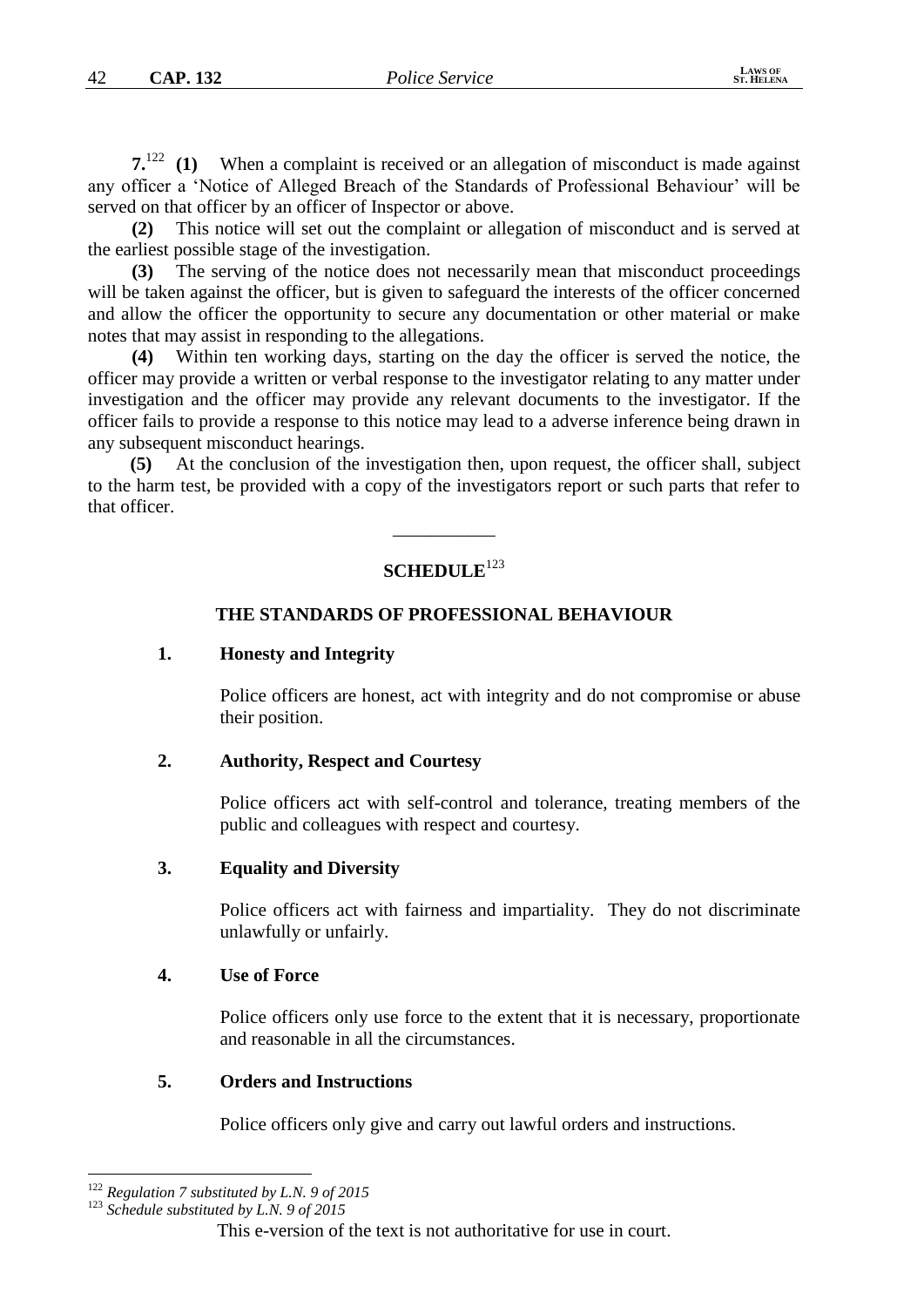**7.**[122] **(1)** When a complaint is received or an allegation of misconduct is made against any officer a 'Notice of Alleged Breach of the Standards of Professional Behaviour' will be served on that officer by an officer of Inspector or above.

**(2)** This notice will set out the complaint or allegation of misconduct and is served at the earliest possible stage of the investigation.

**(3)** The serving of the notice does not necessarily mean that misconduct proceedings will be taken against the officer, but is given to safeguard the interests of the officer concerned and allow the officer the opportunity to secure any documentation or other material or make notes that may assist in responding to the allegations.

**(4)** Within ten working days, starting on the day the officer is served the notice, the officer may provide a written or verbal response to the investigator relating to any matter under investigation and the officer may provide any relevant documents to the investigator. If the officer fails to provide a response to this notice may lead to a adverse inference being drawn in any subsequent misconduct hearings.

**(5)** At the conclusion of the investigation then, upon request, the officer shall, subject to the harm test, be provided with a copy of the investigators report or such parts that refer to that officer.

---

## SCHEDULE[123]

### THE STANDARDS OF PROFESSIONAL BEHAVIOUR

**1. Honesty and Integrity**

Police officers are honest, act with integrity and do not compromise or abuse their position.

**2. Authority, Respect and Courtesy**

Police officers act with self-control and tolerance, treating members of the public and colleagues with respect and courtesy.

**3. Equality and Diversity**

Police officers act with fairness and impartiality. They do not discriminate unlawfully or unfairly.

**4. Use of Force**

Police officers only use force to the extent that it is necessary, proportionate and reasonable in all the circumstances.

**5. Orders and Instructions**

Police officers only give and carry out lawful orders and instructions.

---

[122] *Regulation 7 substituted by L.N. 9 of 2015*

[123] *Schedule substituted by L.N. 9 of 2015*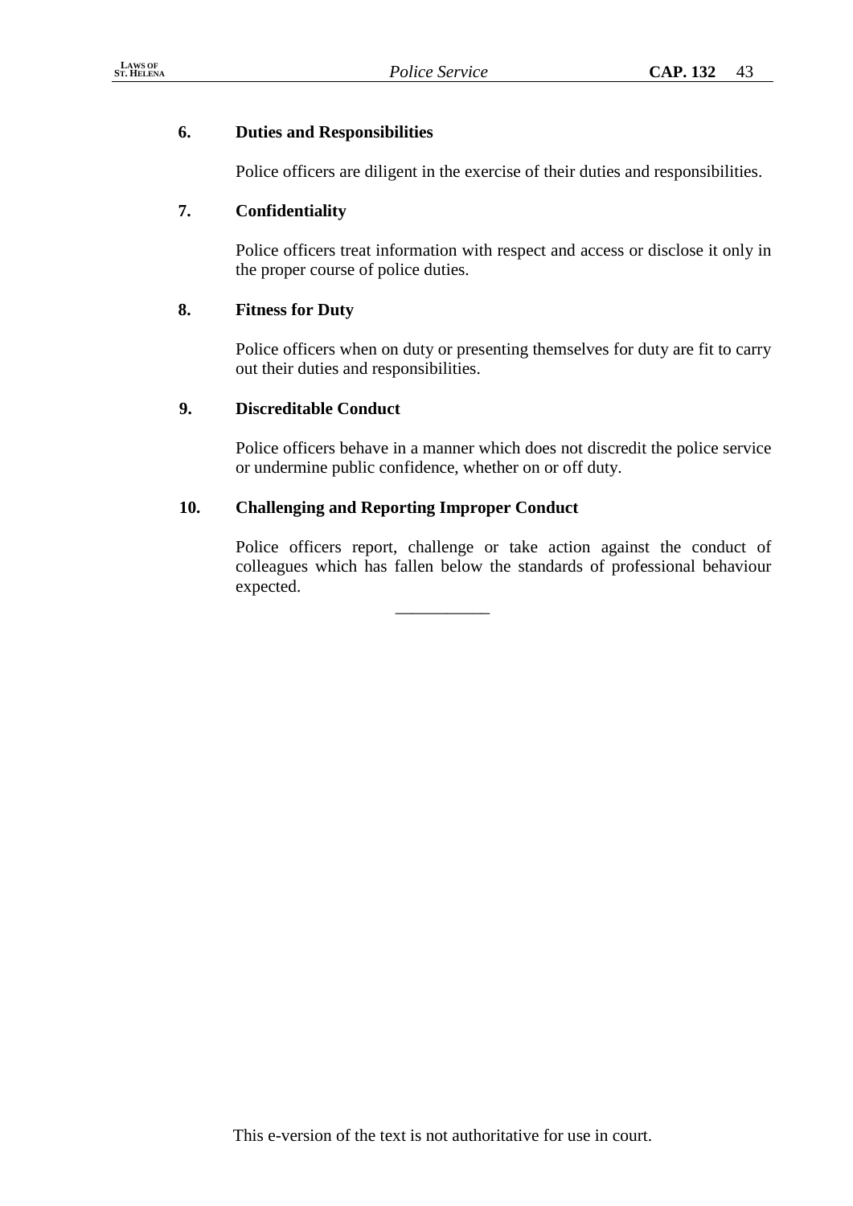**6. Duties and Responsibilities**

Police officers are diligent in the exercise of their duties and responsibilities.

**7. Confidentiality**

Police officers treat information with respect and access or disclose it only in the proper course of police duties.

**8. Fitness for Duty**

Police officers when on duty or presenting themselves for duty are fit to carry out their duties and responsibilities.

**9. Discreditable Conduct**

Police officers behave in a manner which does not discredit the police service or undermine public confidence, whether on or off duty.

**10. Challenging and Reporting Improper Conduct**

Police officers report, challenge or take action against the conduct of colleagues which has fallen below the standards of professional behaviour expected.

___________

This e-version of the text is not authoritative for use in court.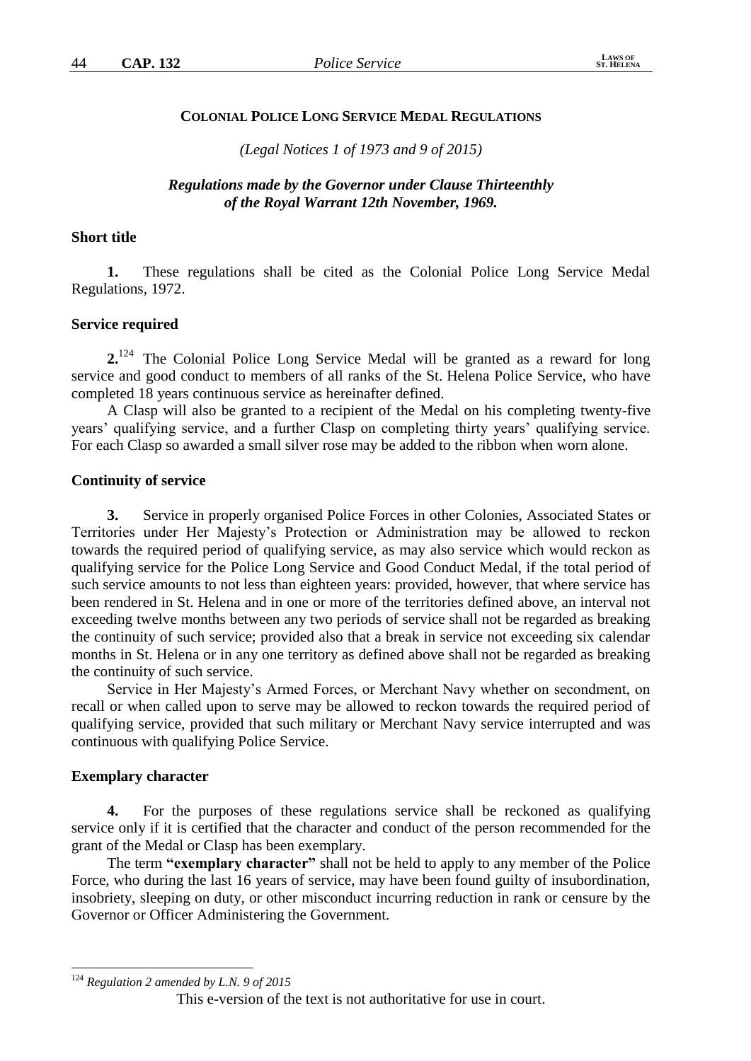## COLONIAL POLICE LONG SERVICE MEDAL REGULATIONS

*(Legal Notices 1 of 1973 and 9 of 2015)*

***Regulations made by the Governor under Clause Thirteenthly of the Royal Warrant 12th November, 1969.***

### Short title

**1.** These regulations shall be cited as the Colonial Police Long Service Medal Regulations, 1972.

### Service required

**2.**[124] The Colonial Police Long Service Medal will be granted as a reward for long service and good conduct to members of all ranks of the St. Helena Police Service, who have completed 18 years continuous service as hereinafter defined.

A Clasp will also be granted to a recipient of the Medal on his completing twenty-five years' qualifying service, and a further Clasp on completing thirty years' qualifying service. For each Clasp so awarded a small silver rose may be added to the ribbon when worn alone.

### Continuity of service

**3.** Service in properly organised Police Forces in other Colonies, Associated States or Territories under Her Majesty's Protection or Administration may be allowed to reckon towards the required period of qualifying service, as may also service which would reckon as qualifying service for the Police Long Service and Good Conduct Medal, if the total period of such service amounts to not less than eighteen years: provided, however, that where service has been rendered in St. Helena and in one or more of the territories defined above, an interval not exceeding twelve months between any two periods of service shall not be regarded as breaking the continuity of such service; provided also that a break in service not exceeding six calendar months in St. Helena or in any one territory as defined above shall not be regarded as breaking the continuity of such service.

Service in Her Majesty's Armed Forces, or Merchant Navy whether on secondment, on recall or when called upon to serve may be allowed to reckon towards the required period of qualifying service, provided that such military or Merchant Navy service interrupted and was continuous with qualifying Police Service.

### Exemplary character

**4.** For the purposes of these regulations service shall be reckoned as qualifying service only if it is certified that the character and conduct of the person recommended for the grant of the Medal or Clasp has been exemplary.

The term **"exemplary character"** shall not be held to apply to any member of the Police Force, who during the last 16 years of service, may have been found guilty of insubordination, insobriety, sleeping on duty, or other misconduct incurring reduction in rank or censure by the Governor or Officer Administering the Government.

---

[124] *Regulation 2 amended by L.N. 9 of 2015*

This e-version of the text is not authoritative for use in court.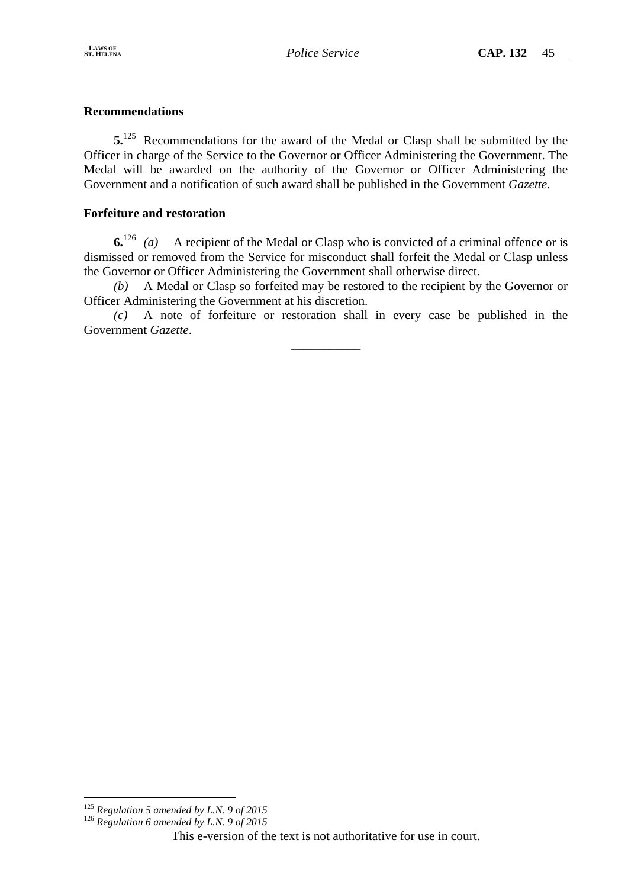### Recommendations

**5.**[125] Recommendations for the award of the Medal or Clasp shall be submitted by the Officer in charge of the Service to the Governor or Officer Administering the Government. The Medal will be awarded on the authority of the Governor or Officer Administering the Government and a notification of such award shall be published in the Government *Gazette*.

### Forfeiture and restoration

**6.**[126] *(a)* A recipient of the Medal or Clasp who is convicted of a criminal offence or is dismissed or removed from the Service for misconduct shall forfeit the Medal or Clasp unless the Governor or Officer Administering the Government shall otherwise direct.

*(b)* A Medal or Clasp so forfeited may be restored to the recipient by the Governor or Officer Administering the Government at his discretion.

*(c)* A note of forfeiture or restoration shall in every case be published in the Government *Gazette*.

---

[125] *Regulation 5 amended by L.N. 9 of 2015*

[126] *Regulation 6 amended by L.N. 9 of 2015*

This e-version of the text is not authoritative for use in court.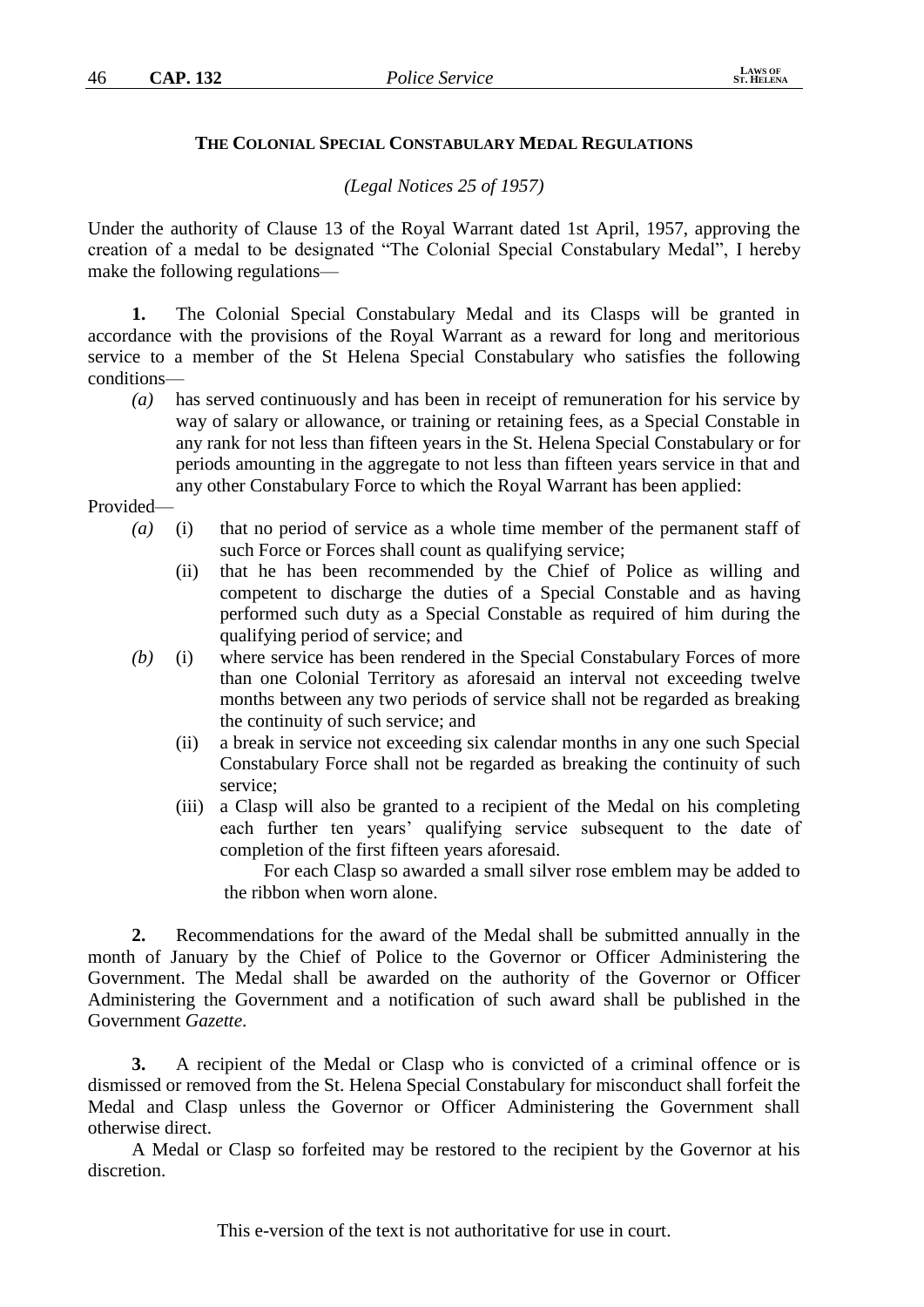### THE COLONIAL SPECIAL CONSTABULARY MEDAL REGULATIONS

*(Legal Notices 25 of 1957)*

Under the authority of Clause 13 of the Royal Warrant dated 1st April, 1957, approving the creation of a medal to be designated "The Colonial Special Constabulary Medal", I hereby make the following regulations—

**1.** The Colonial Special Constabulary Medal and its Clasps will be granted in accordance with the provisions of the Royal Warrant as a reward for long and meritorious service to a member of the St Helena Special Constabulary who satisfies the following conditions—

*(a)* has served continuously and has been in receipt of remuneration for his service by way of salary or allowance, or training or retaining fees, as a Special Constable in any rank for not less than fifteen years in the St. Helena Special Constabulary or for periods amounting in the aggregate to not less than fifteen years service in that and any other Constabulary Force to which the Royal Warrant has been applied:

Provided—

*(a)* (i) that no period of service as a whole time member of the permanent staff of such Force or Forces shall count as qualifying service;

(ii) that he has been recommended by the Chief of Police as willing and competent to discharge the duties of a Special Constable and as having performed such duty as a Special Constable as required of him during the qualifying period of service; and

*(b)* (i) where service has been rendered in the Special Constabulary Forces of more than one Colonial Territory as aforesaid an interval not exceeding twelve months between any two periods of service shall not be regarded as breaking the continuity of such service; and

(ii) a break in service not exceeding six calendar months in any one such Special Constabulary Force shall not be regarded as breaking the continuity of such service;

(iii) a Clasp will also be granted to a recipient of the Medal on his completing each further ten years' qualifying service subsequent to the date of completion of the first fifteen years aforesaid.

For each Clasp so awarded a small silver rose emblem may be added to the ribbon when worn alone.

**2.** Recommendations for the award of the Medal shall be submitted annually in the month of January by the Chief of Police to the Governor or Officer Administering the Government. The Medal shall be awarded on the authority of the Governor or Officer Administering the Government and a notification of such award shall be published in the Government *Gazette*.

**3.** A recipient of the Medal or Clasp who is convicted of a criminal offence or is dismissed or removed from the St. Helena Special Constabulary for misconduct shall forfeit the Medal and Clasp unless the Governor or Officer Administering the Government shall otherwise direct.

A Medal or Clasp so forfeited may be restored to the recipient by the Governor at his discretion.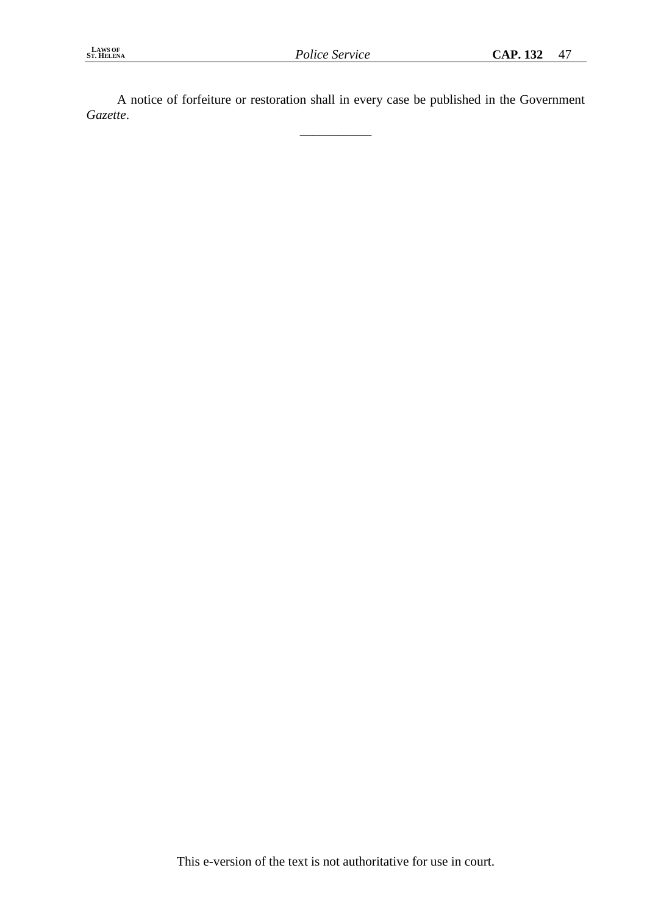A notice of forfeiture or restoration shall in every case be published in the Government *Gazette*.

___________

This e-version of the text is not authoritative for use in court.